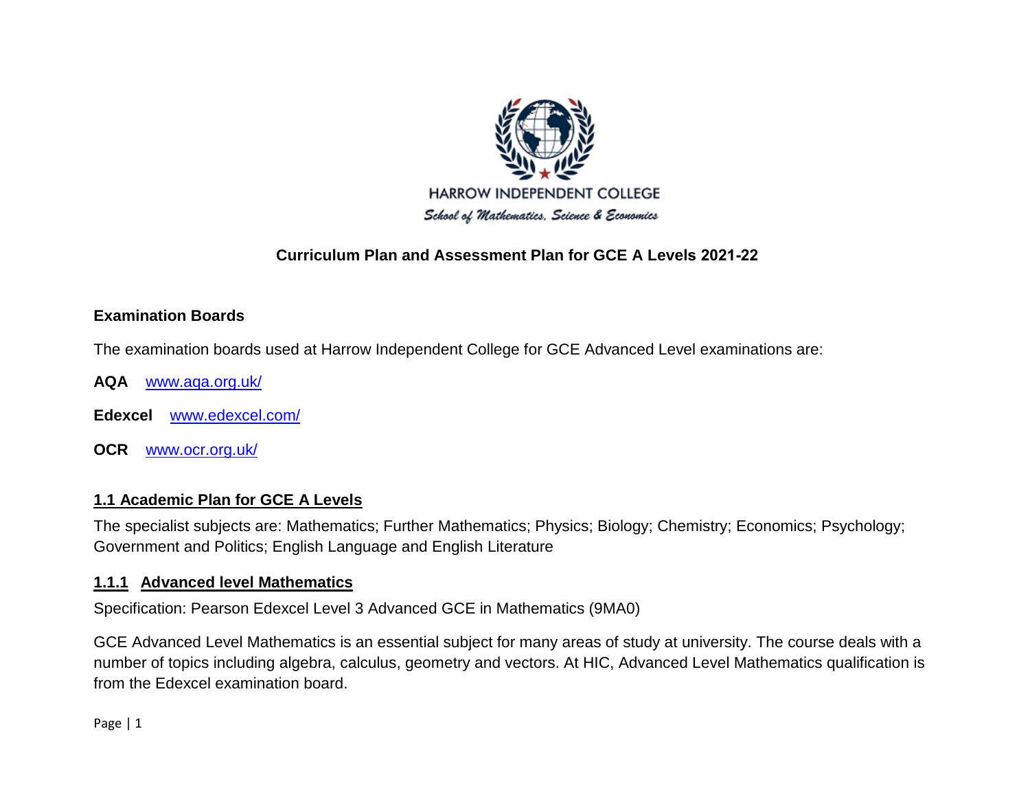HARROW INDEPENDENT COLLEGE

*School of Mathematics, Science & Economics*

# Curriculum Plan and Assessment Plan for GCE A Levels 2021-22

**Examination Boards**

The examination boards used at Harrow Independent College for GCE Advanced Level examinations are:

**AQA** [www.aqa.org.uk/](www.aqa.org.uk/)

**Edexcel** [www.edexcel.com/](www.edexcel.com/)

**OCR** [www.ocr.org.uk/](www.ocr.org.uk/)

## 1.1 Academic Plan for GCE A Levels

The specialist subjects are: Mathematics; Further Mathematics; Physics; Biology; Chemistry; Economics; Psychology; Government and Politics; English Language and English Literature

### 1.1.1 Advanced level Mathematics

Specification: Pearson Edexcel Level 3 Advanced GCE in Mathematics (9MA0)

GCE Advanced Level Mathematics is an essential subject for many areas of study at university. The course deals with a number of topics including algebra, calculus, geometry and vectors. At HIC, Advanced Level Mathematics qualification is from the Edexcel examination board.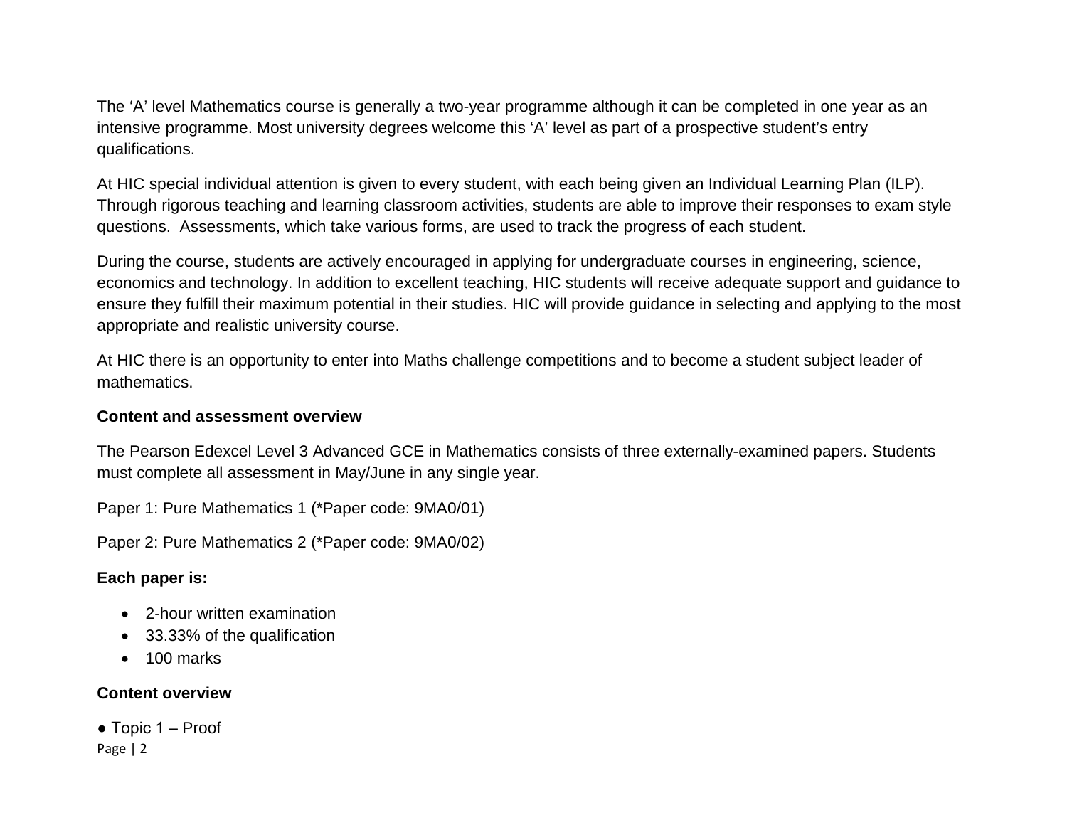The 'A' level Mathematics course is generally a two-year programme although it can be completed in one year as an intensive programme. Most university degrees welcome this 'A' level as part of a prospective student's entry qualifications.

At HIC special individual attention is given to every student, with each being given an Individual Learning Plan (ILP). Through rigorous teaching and learning classroom activities, students are able to improve their responses to exam style questions. Assessments, which take various forms, are used to track the progress of each student.

During the course, students are actively encouraged in applying for undergraduate courses in engineering, science, economics and technology. In addition to excellent teaching, HIC students will receive adequate support and guidance to ensure they fulfill their maximum potential in their studies. HIC will provide guidance in selecting and applying to the most appropriate and realistic university course.

At HIC there is an opportunity to enter into Maths challenge competitions and to become a student subject leader of mathematics.

**Content and assessment overview**

The Pearson Edexcel Level 3 Advanced GCE in Mathematics consists of three externally-examined papers. Students must complete all assessment in May/June in any single year.

Paper 1: Pure Mathematics 1 (*Paper code: 9MA0/01)

Paper 2: Pure Mathematics 2 (*Paper code: 9MA0/02)

**Each paper is:**

- 2-hour written examination
- 33.33% of the qualification
- 100 marks

**Content overview**

● Topic 1 – Proof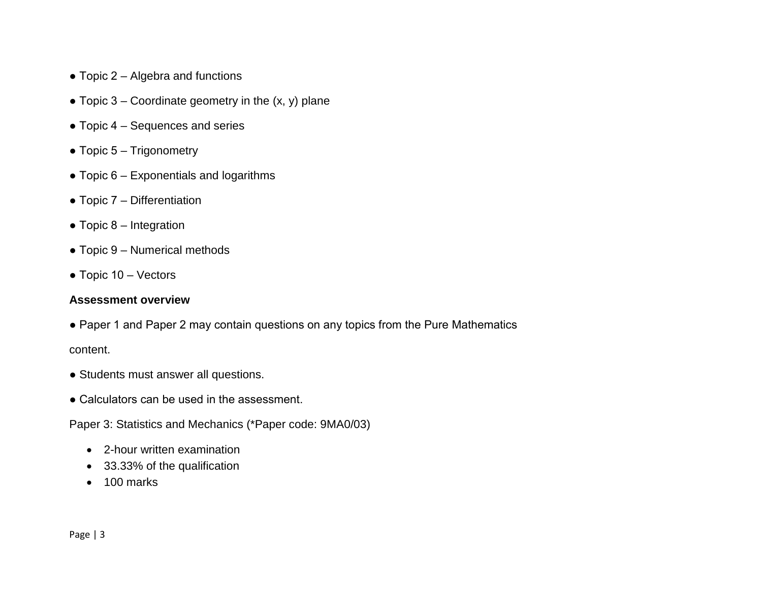- Topic 2 – Algebra and functions
- Topic 3 – Coordinate geometry in the (x, y) plane
- Topic 4 – Sequences and series
- Topic 5 – Trigonometry
- Topic 6 – Exponentials and logarithms
- Topic 7 – Differentiation
- Topic 8 – Integration
- Topic 9 – Numerical methods
- Topic 10 – Vectors

**Assessment overview**

- Paper 1 and Paper 2 may contain questions on any topics from the Pure Mathematics content.
- Students must answer all questions.
- Calculators can be used in the assessment.

Paper 3: Statistics and Mechanics (*Paper code: 9MA0/03)

- 2-hour written examination
- 33.33% of the qualification
- 100 marks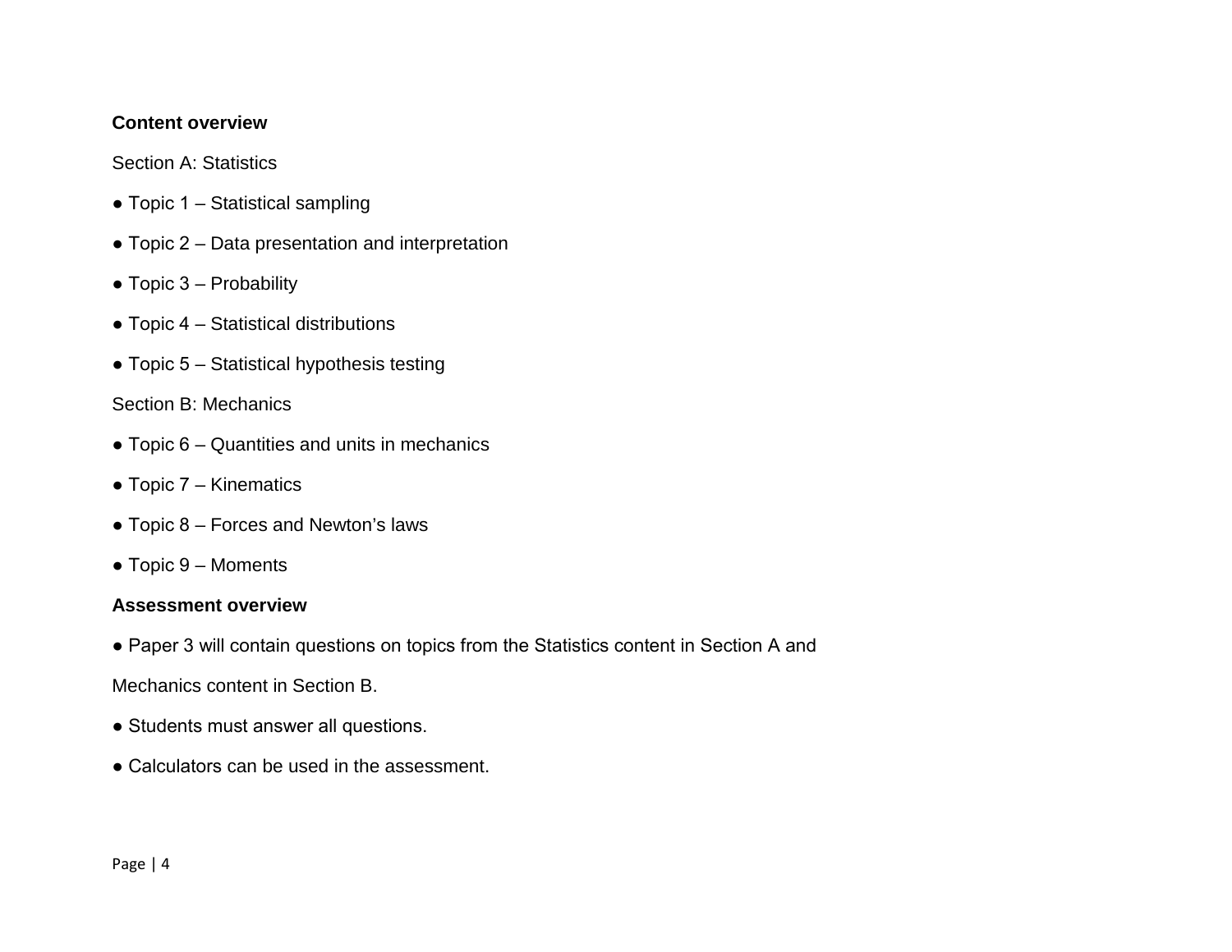**Content overview**

Section A: Statistics

- Topic 1 – Statistical sampling
- Topic 2 – Data presentation and interpretation
- Topic 3 – Probability
- Topic 4 – Statistical distributions
- Topic 5 – Statistical hypothesis testing

Section B: Mechanics

- Topic 6 – Quantities and units in mechanics
- Topic 7 – Kinematics
- Topic 8 – Forces and Newton's laws
- Topic 9 – Moments

**Assessment overview**

- Paper 3 will contain questions on topics from the Statistics content in Section A and Mechanics content in Section B.
- Students must answer all questions.
- Calculators can be used in the assessment.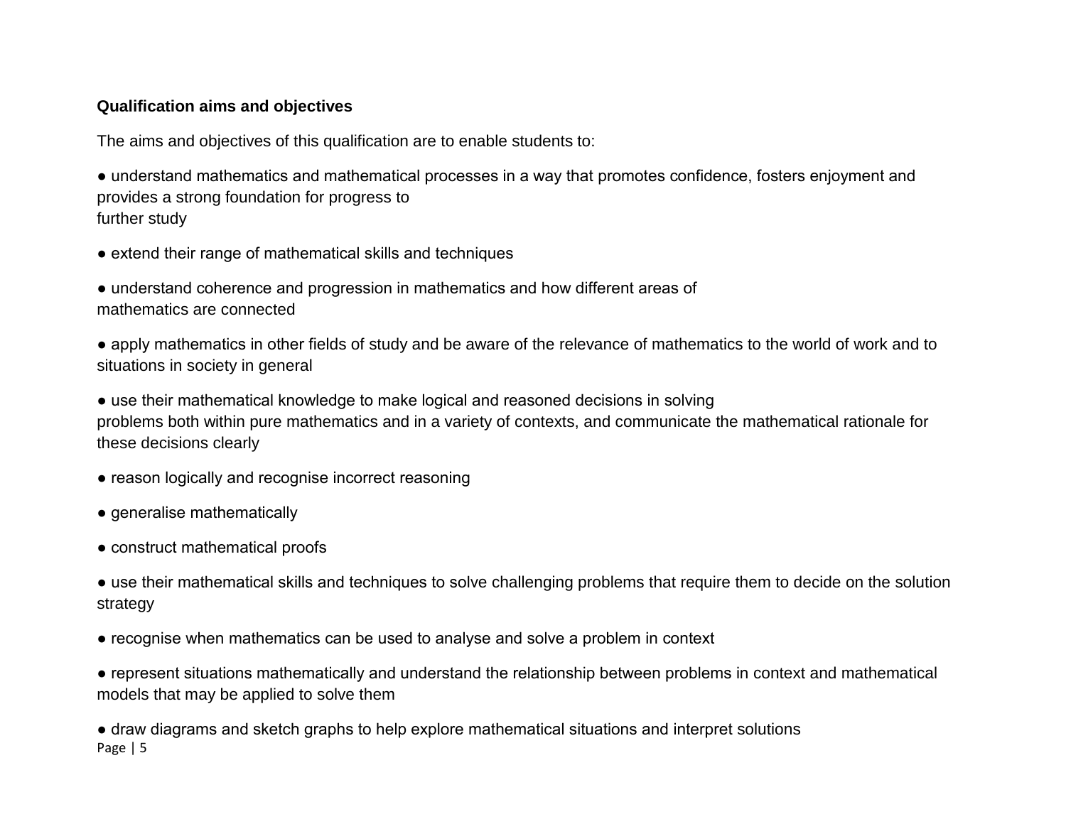**Qualification aims and objectives**

The aims and objectives of this qualification are to enable students to:

- understand mathematics and mathematical processes in a way that promotes confidence, fosters enjoyment and provides a strong foundation for progress to further study
- extend their range of mathematical skills and techniques
- understand coherence and progression in mathematics and how different areas of mathematics are connected
- apply mathematics in other fields of study and be aware of the relevance of mathematics to the world of work and to situations in society in general
- use their mathematical knowledge to make logical and reasoned decisions in solving problems both within pure mathematics and in a variety of contexts, and communicate the mathematical rationale for these decisions clearly
- reason logically and recognise incorrect reasoning
- generalise mathematically
- construct mathematical proofs
- use their mathematical skills and techniques to solve challenging problems that require them to decide on the solution strategy
- recognise when mathematics can be used to analyse and solve a problem in context
- represent situations mathematically and understand the relationship between problems in context and mathematical models that may be applied to solve them
- draw diagrams and sketch graphs to help explore mathematical situations and interpret solutions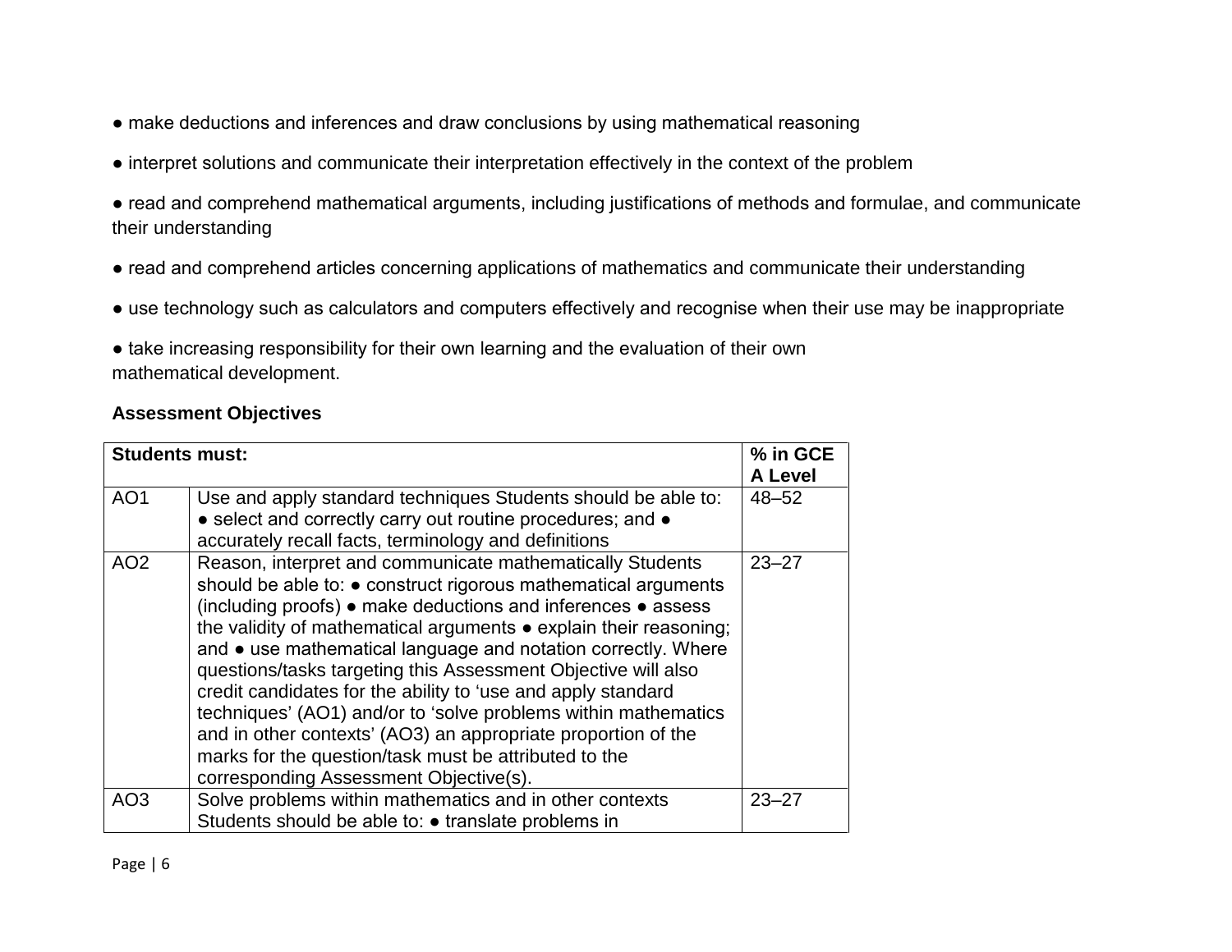● make deductions and inferences and draw conclusions by using mathematical reasoning

● interpret solutions and communicate their interpretation effectively in the context of the problem

● read and comprehend mathematical arguments, including justifications of methods and formulae, and communicate their understanding

● read and comprehend articles concerning applications of mathematics and communicate their understanding

● use technology such as calculators and computers effectively and recognise when their use may be inappropriate

● take increasing responsibility for their own learning and the evaluation of their own mathematical development.

**Assessment Objectives**

| **Students must:** | | **% in GCE A Level** |
|---|---|---|
| AO1 | Use and apply standard techniques Students should be able to: ● select and correctly carry out routine procedures; and ● accurately recall facts, terminology and definitions | 48–52 |
| AO2 | Reason, interpret and communicate mathematically Students should be able to: ● construct rigorous mathematical arguments (including proofs) ● make deductions and inferences ● assess the validity of mathematical arguments ● explain their reasoning; and ● use mathematical language and notation correctly. Where questions/tasks targeting this Assessment Objective will also credit candidates for the ability to 'use and apply standard techniques' (AO1) and/or to 'solve problems within mathematics and in other contexts' (AO3) an appropriate proportion of the marks for the question/task must be attributed to the corresponding Assessment Objective(s). | 23–27 |
| AO3 | Solve problems within mathematics and in other contexts Students should be able to: ● translate problems in | 23–27 |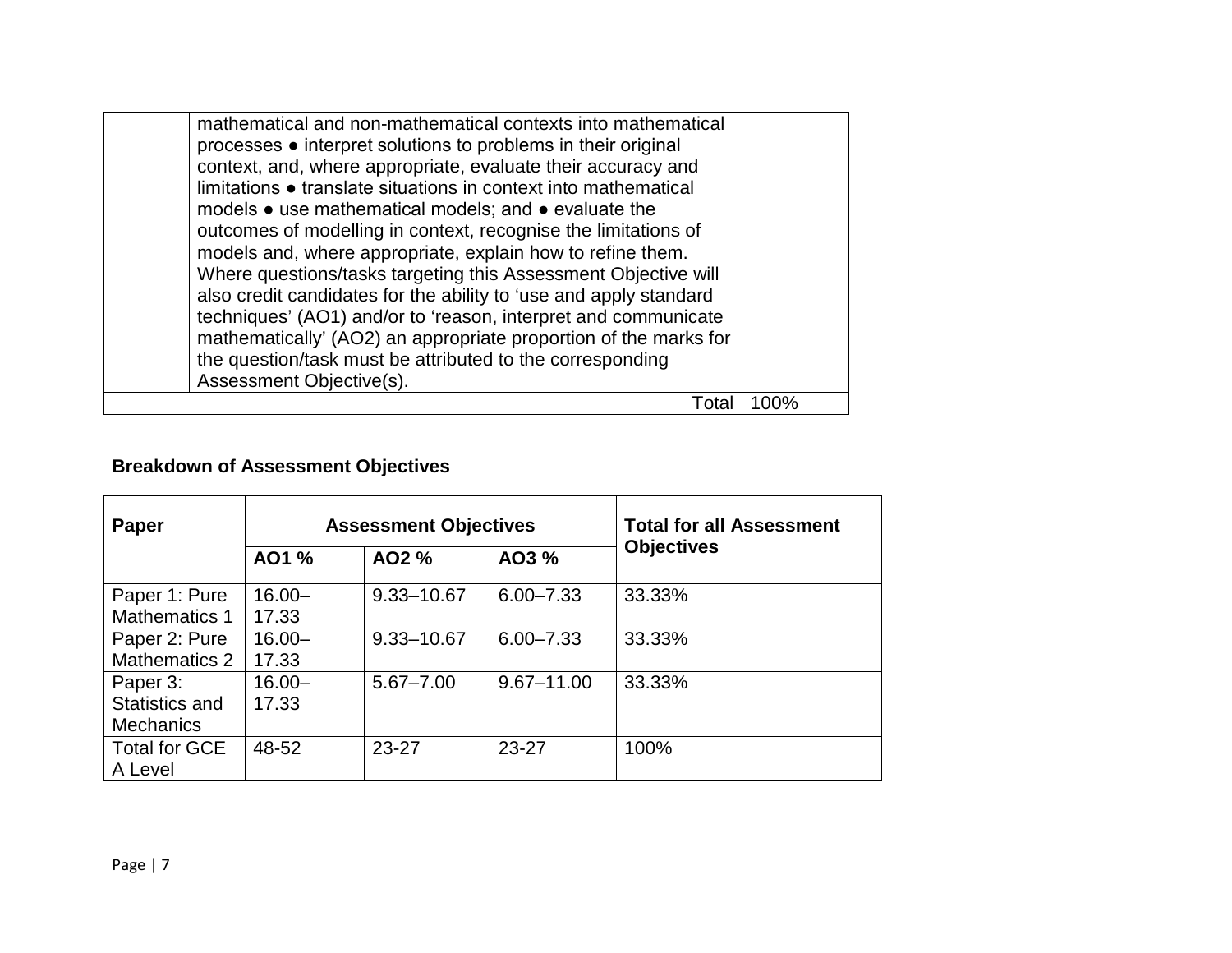| | | |
|---|---|---|
| | mathematical and non-mathematical contexts into mathematical processes ● interpret solutions to problems in their original context, and, where appropriate, evaluate their accuracy and limitations ● translate situations in context into mathematical models ● use mathematical models; and ● evaluate the outcomes of modelling in context, recognise the limitations of models and, where appropriate, explain how to refine them. Where questions/tasks targeting this Assessment Objective will also credit candidates for the ability to 'use and apply standard techniques' (AO1) and/or to 'reason, interpret and communicate mathematically' (AO2) an appropriate proportion of the marks for the question/task must be attributed to the corresponding Assessment Objective(s). | |
| | Total | 100% |

**Breakdown of Assessment Objectives**

| Paper | Assessment Objectives | | | Total for all Assessment Objectives |
|---|---|---|---|---|
| | **AO1 %** | **AO2 %** | **AO3 %** | |
| Paper 1: Pure Mathematics 1 | 16.00–17.33 | 9.33–10.67 | 6.00–7.33 | 33.33% |
| Paper 2: Pure Mathematics 2 | 16.00–17.33 | 9.33–10.67 | 6.00–7.33 | 33.33% |
| Paper 3: Statistics and Mechanics | 16.00–17.33 | 5.67–7.00 | 9.67–11.00 | 33.33% |
| Total for GCE A Level | 48-52 | 23-27 | 23-27 | 100% |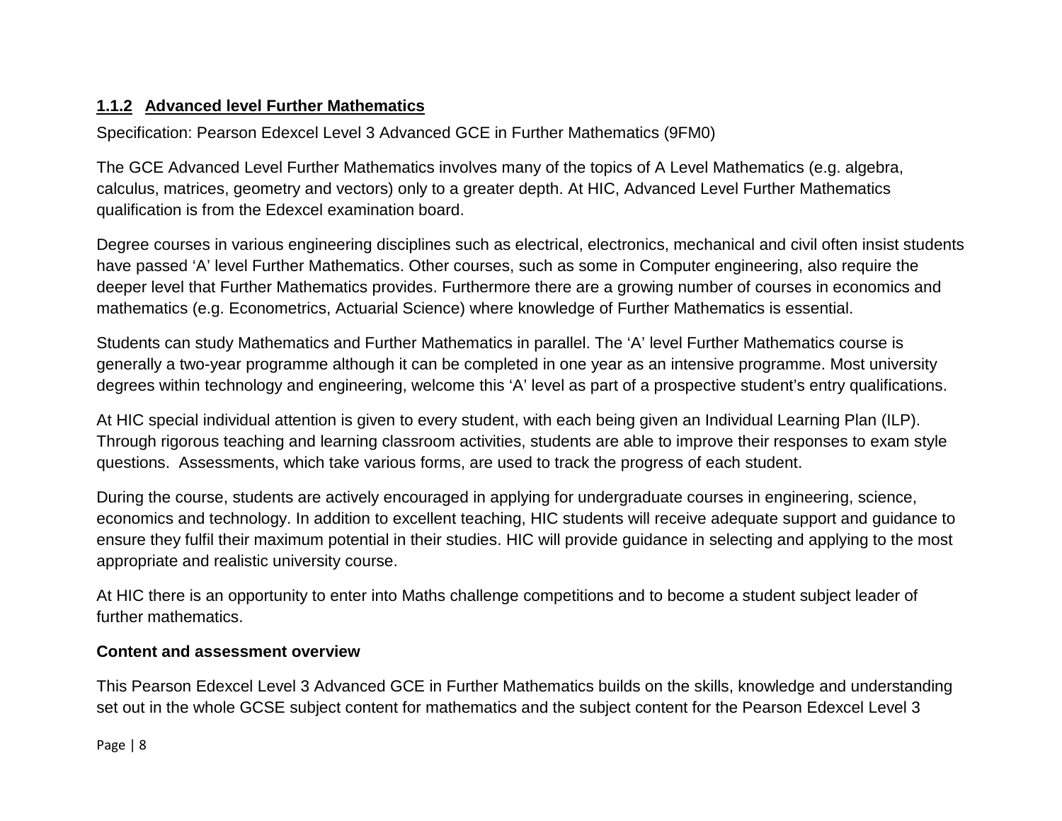### 1.1.2 Advanced level Further Mathematics

Specification: Pearson Edexcel Level 3 Advanced GCE in Further Mathematics (9FM0)

The GCE Advanced Level Further Mathematics involves many of the topics of A Level Mathematics (e.g. algebra, calculus, matrices, geometry and vectors) only to a greater depth. At HIC, Advanced Level Further Mathematics qualification is from the Edexcel examination board.

Degree courses in various engineering disciplines such as electrical, electronics, mechanical and civil often insist students have passed 'A' level Further Mathematics. Other courses, such as some in Computer engineering, also require the deeper level that Further Mathematics provides. Furthermore there are a growing number of courses in economics and mathematics (e.g. Econometrics, Actuarial Science) where knowledge of Further Mathematics is essential.

Students can study Mathematics and Further Mathematics in parallel. The 'A' level Further Mathematics course is generally a two-year programme although it can be completed in one year as an intensive programme. Most university degrees within technology and engineering, welcome this 'A' level as part of a prospective student's entry qualifications.

At HIC special individual attention is given to every student, with each being given an Individual Learning Plan (ILP). Through rigorous teaching and learning classroom activities, students are able to improve their responses to exam style questions. Assessments, which take various forms, are used to track the progress of each student.

During the course, students are actively encouraged in applying for undergraduate courses in engineering, science, economics and technology. In addition to excellent teaching, HIC students will receive adequate support and guidance to ensure they fulfil their maximum potential in their studies. HIC will provide guidance in selecting and applying to the most appropriate and realistic university course.

At HIC there is an opportunity to enter into Maths challenge competitions and to become a student subject leader of further mathematics.

**Content and assessment overview**

This Pearson Edexcel Level 3 Advanced GCE in Further Mathematics builds on the skills, knowledge and understanding set out in the whole GCSE subject content for mathematics and the subject content for the Pearson Edexcel Level 3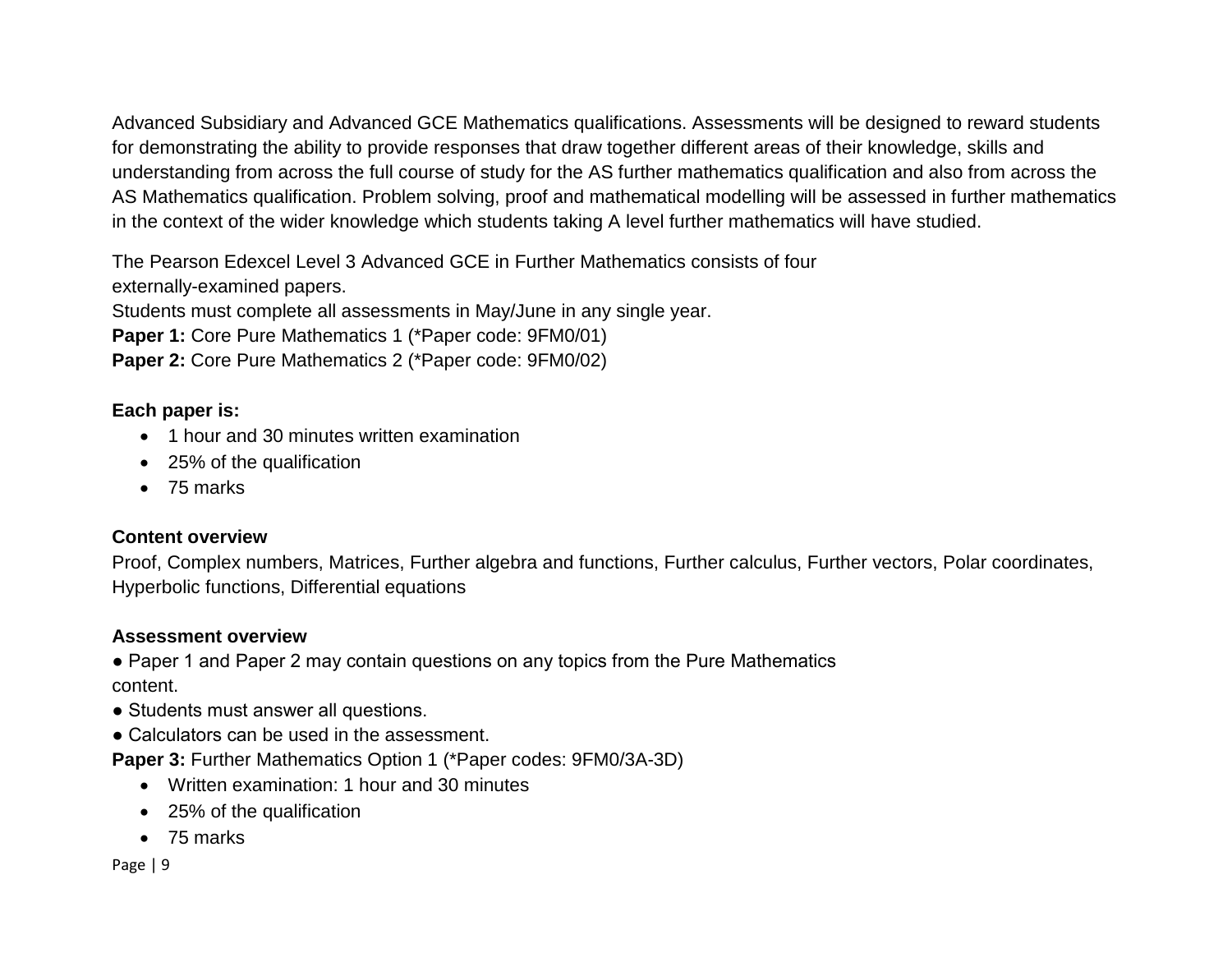Advanced Subsidiary and Advanced GCE Mathematics qualifications. Assessments will be designed to reward students for demonstrating the ability to provide responses that draw together different areas of their knowledge, skills and understanding from across the full course of study for the AS further mathematics qualification and also from across the AS Mathematics qualification. Problem solving, proof and mathematical modelling will be assessed in further mathematics in the context of the wider knowledge which students taking A level further mathematics will have studied.

The Pearson Edexcel Level 3 Advanced GCE in Further Mathematics consists of four externally-examined papers.
Students must complete all assessments in May/June in any single year.
**Paper 1:** Core Pure Mathematics 1 (*Paper code: 9FM0/01)
**Paper 2:** Core Pure Mathematics 2 (*Paper code: 9FM0/02)

**Each paper is:**

- 1 hour and 30 minutes written examination
- 25% of the qualification
- 75 marks

**Content overview**

Proof, Complex numbers, Matrices, Further algebra and functions, Further calculus, Further vectors, Polar coordinates, Hyperbolic functions, Differential equations

**Assessment overview**

- Paper 1 and Paper 2 may contain questions on any topics from the Pure Mathematics content.
- Students must answer all questions.
- Calculators can be used in the assessment.

**Paper 3:** Further Mathematics Option 1 (*Paper codes: 9FM0/3A-3D)

- Written examination: 1 hour and 30 minutes
- 25% of the qualification
- 75 marks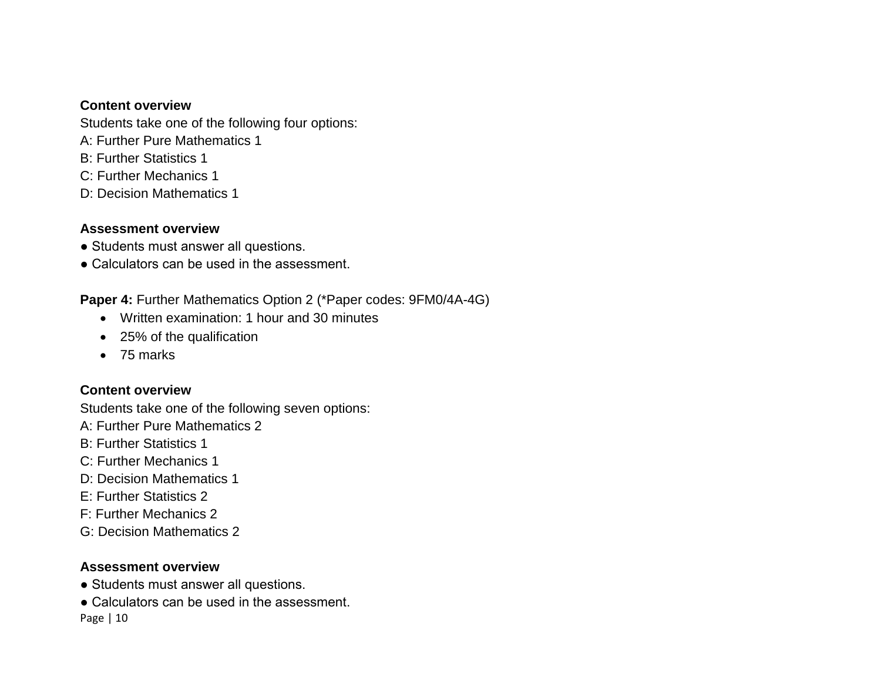**Content overview**

Students take one of the following four options:

A: Further Pure Mathematics 1

B: Further Statistics 1

C: Further Mechanics 1

D: Decision Mathematics 1

**Assessment overview**

- Students must answer all questions.
- Calculators can be used in the assessment.

**Paper 4:** Further Mathematics Option 2 (*Paper codes: 9FM0/4A-4G)

- Written examination: 1 hour and 30 minutes
- 25% of the qualification
- 75 marks

**Content overview**

Students take one of the following seven options:

A: Further Pure Mathematics 2

B: Further Statistics 1

C: Further Mechanics 1

D: Decision Mathematics 1

E: Further Statistics 2

F: Further Mechanics 2

G: Decision Mathematics 2

**Assessment overview**

- Students must answer all questions.
- Calculators can be used in the assessment.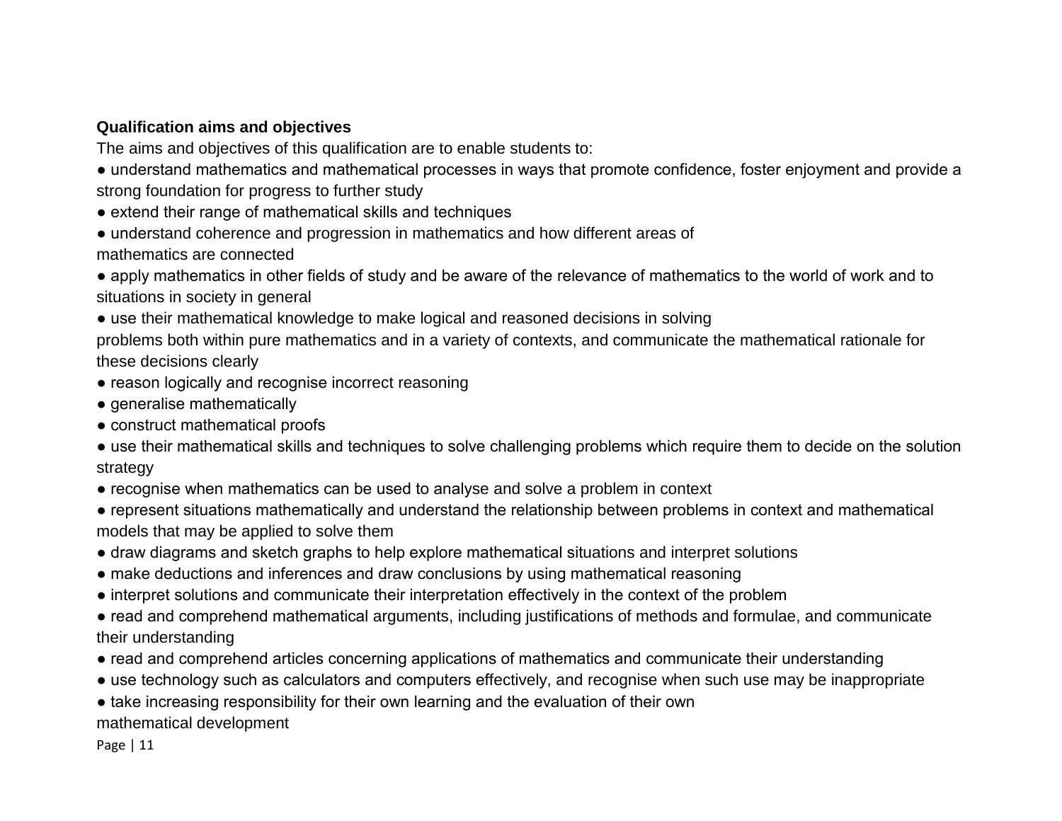**Qualification aims and objectives**

The aims and objectives of this qualification are to enable students to:

- understand mathematics and mathematical processes in ways that promote confidence, foster enjoyment and provide a strong foundation for progress to further study
- extend their range of mathematical skills and techniques
- understand coherence and progression in mathematics and how different areas of mathematics are connected
- apply mathematics in other fields of study and be aware of the relevance of mathematics to the world of work and to situations in society in general
- use their mathematical knowledge to make logical and reasoned decisions in solving problems both within pure mathematics and in a variety of contexts, and communicate the mathematical rationale for these decisions clearly
- reason logically and recognise incorrect reasoning
- generalise mathematically
- construct mathematical proofs
- use their mathematical skills and techniques to solve challenging problems which require them to decide on the solution strategy
- recognise when mathematics can be used to analyse and solve a problem in context
- represent situations mathematically and understand the relationship between problems in context and mathematical models that may be applied to solve them
- draw diagrams and sketch graphs to help explore mathematical situations and interpret solutions
- make deductions and inferences and draw conclusions by using mathematical reasoning
- interpret solutions and communicate their interpretation effectively in the context of the problem
- read and comprehend mathematical arguments, including justifications of methods and formulae, and communicate their understanding
- read and comprehend articles concerning applications of mathematics and communicate their understanding
- use technology such as calculators and computers effectively, and recognise when such use may be inappropriate
- take increasing responsibility for their own learning and the evaluation of their own mathematical development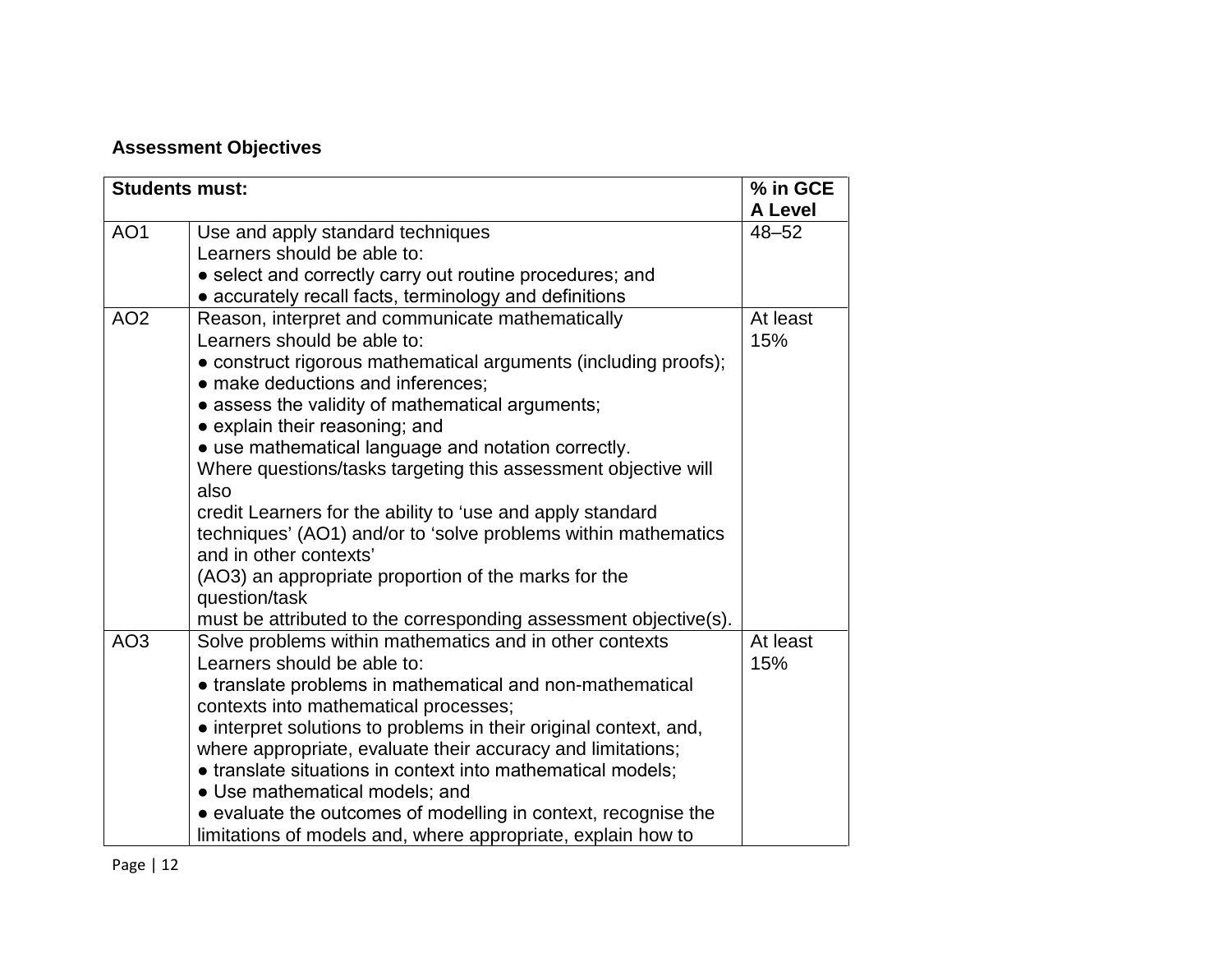**Assessment Objectives**

| Students must: | | % in GCE A Level |
|---|---|---|
| AO1 | Use and apply standard techniques<br>Learners should be able to:<br>● select and correctly carry out routine procedures; and<br>● accurately recall facts, terminology and definitions | 48–52 |
| AO2 | Reason, interpret and communicate mathematically<br>Learners should be able to:<br>● construct rigorous mathematical arguments (including proofs);<br>● make deductions and inferences;<br>● assess the validity of mathematical arguments;<br>● explain their reasoning; and<br>● use mathematical language and notation correctly.<br>Where questions/tasks targeting this assessment objective will also<br>credit Learners for the ability to 'use and apply standard techniques' (AO1) and/or to 'solve problems within mathematics and in other contexts'<br>(AO3) an appropriate proportion of the marks for the question/task<br>must be attributed to the corresponding assessment objective(s). | At least 15% |
| AO3 | Solve problems within mathematics and in other contexts<br>Learners should be able to:<br>● translate problems in mathematical and non-mathematical contexts into mathematical processes;<br>● interpret solutions to problems in their original context, and, where appropriate, evaluate their accuracy and limitations;<br>● translate situations in context into mathematical models;<br>● Use mathematical models; and<br>● evaluate the outcomes of modelling in context, recognise the limitations of models and, where appropriate, explain how to | At least 15% |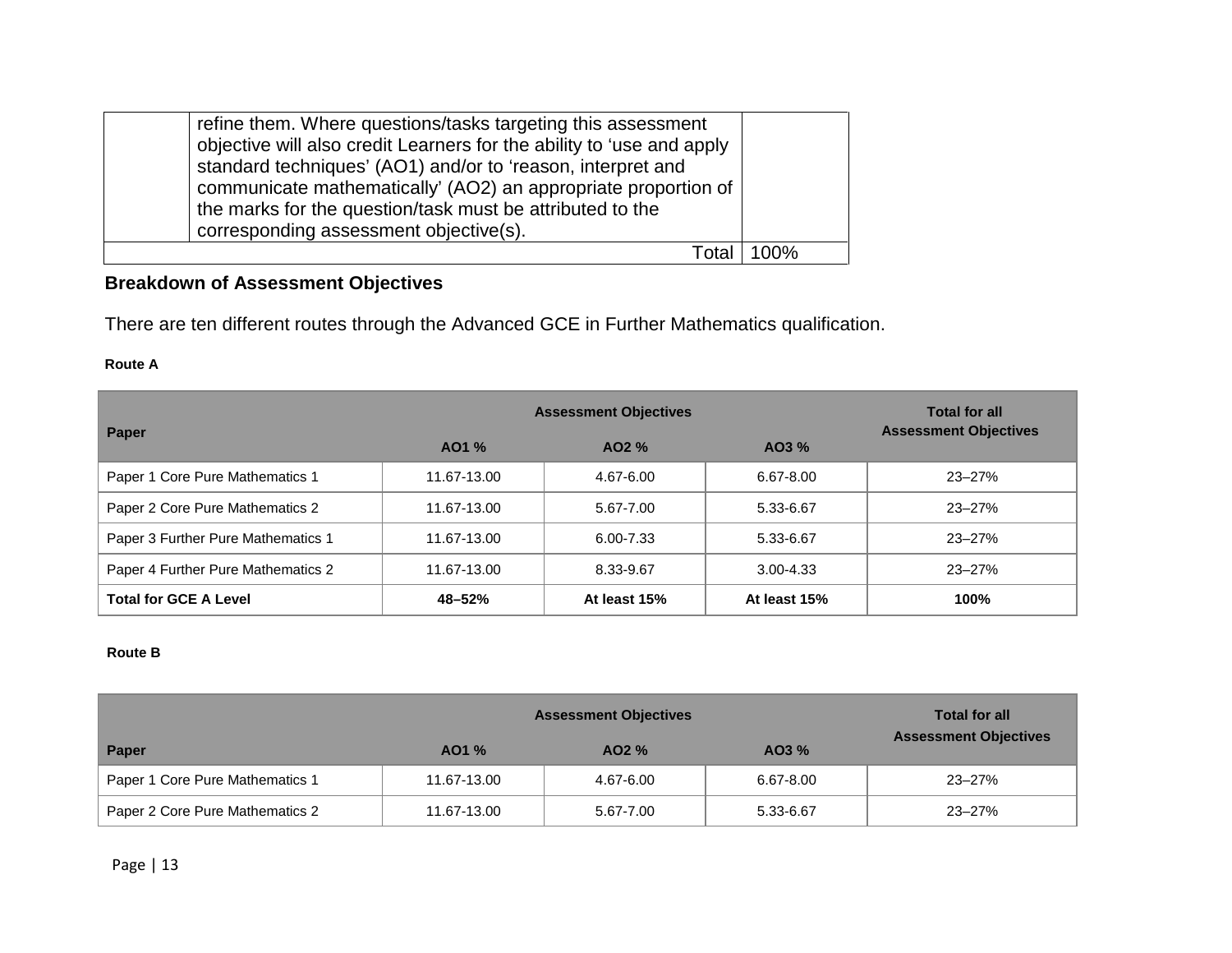| | refine them. Where questions/tasks targeting this assessment objective will also credit Learners for the ability to 'use and apply standard techniques' (AO1) and/or to 'reason, interpret and communicate mathematically' (AO2) an appropriate proportion of the marks for the question/task must be attributed to the corresponding assessment objective(s). | |
|---|---|---|
| | Total | 100% |

**Breakdown of Assessment Objectives**

There are ten different routes through the Advanced GCE in Further Mathematics qualification.

**Route A**

| Paper | Assessment Objectives | | | Total for all Assessment Objectives |
|---|---|---|---|---|
| | AO1 % | AO2 % | AO3 % | |
| Paper 1 Core Pure Mathematics 1 | 11.67-13.00 | 4.67-6.00 | 6.67-8.00 | 23–27% |
| Paper 2 Core Pure Mathematics 2 | 11.67-13.00 | 5.67-7.00 | 5.33-6.67 | 23–27% |
| Paper 3 Further Pure Mathematics 1 | 11.67-13.00 | 6.00-7.33 | 5.33-6.67 | 23–27% |
| Paper 4 Further Pure Mathematics 2 | 11.67-13.00 | 8.33-9.67 | 3.00-4.33 | 23–27% |
| **Total for GCE A Level** | **48–52%** | **At least 15%** | **At least 15%** | **100%** |

**Route B**

| Paper | Assessment Objectives | | | Total for all Assessment Objectives |
|---|---|---|---|---|
| | AO1 % | AO2 % | AO3 % | |
| Paper 1 Core Pure Mathematics 1 | 11.67-13.00 | 4.67-6.00 | 6.67-8.00 | 23–27% |
| Paper 2 Core Pure Mathematics 2 | 11.67-13.00 | 5.67-7.00 | 5.33-6.67 | 23–27% |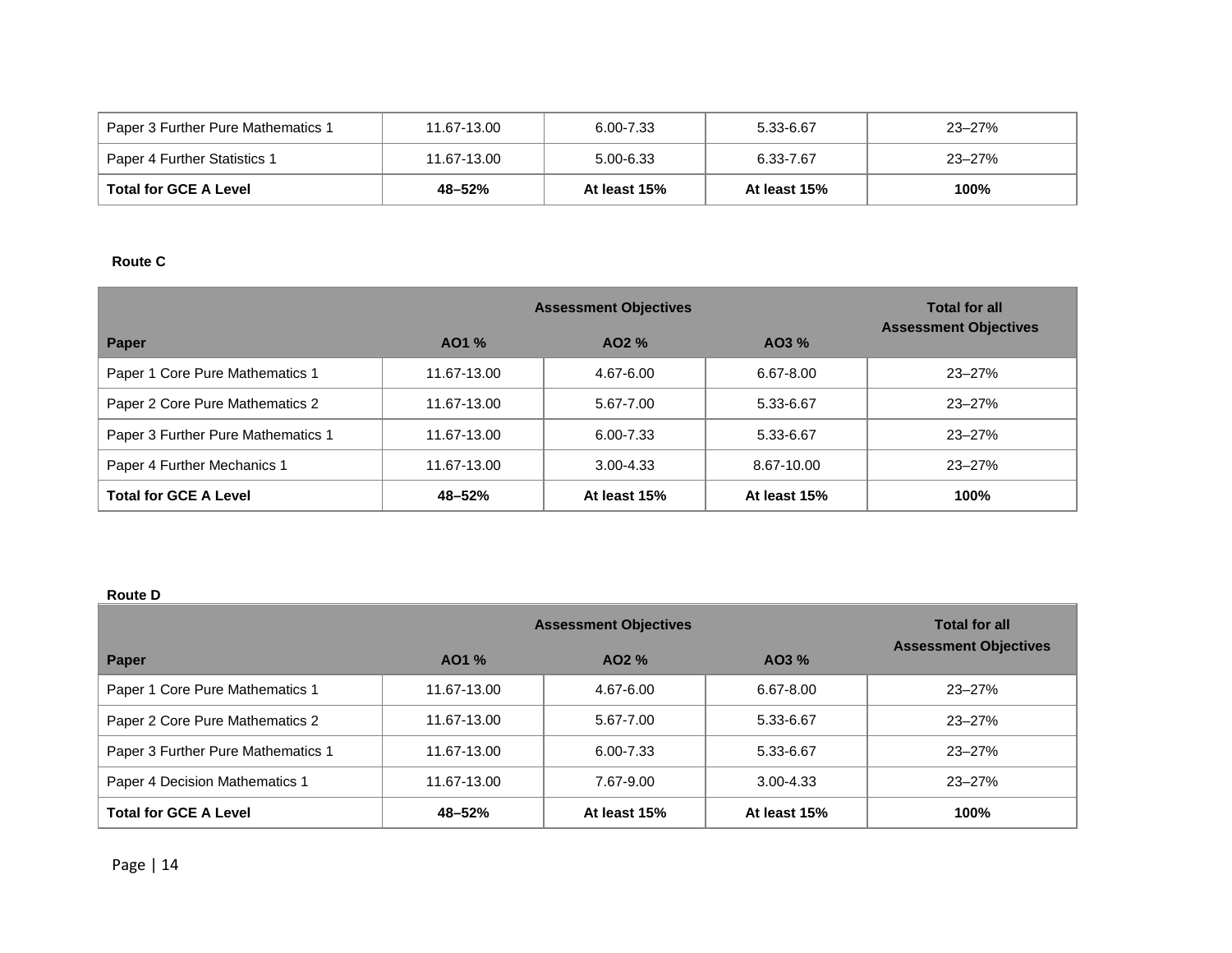| Paper 3 Further Pure Mathematics 1 | 11.67-13.00 | 6.00-7.33 | 5.33-6.67 | 23–27% |
|---|---|---|---|---|
| Paper 4 Further Statistics 1 | 11.67-13.00 | 5.00-6.33 | 6.33-7.67 | 23–27% |
| **Total for GCE A Level** | **48–52%** | **At least 15%** | **At least 15%** | **100%** |

**Route C**

| | Assessment Objectives | | | Total for all Assessment Objectives |
|---|---|---|---|---|
| **Paper** | **AO1 %** | **AO2 %** | **AO3 %** | |
| Paper 1 Core Pure Mathematics 1 | 11.67-13.00 | 4.67-6.00 | 6.67-8.00 | 23–27% |
| Paper 2 Core Pure Mathematics 2 | 11.67-13.00 | 5.67-7.00 | 5.33-6.67 | 23–27% |
| Paper 3 Further Pure Mathematics 1 | 11.67-13.00 | 6.00-7.33 | 5.33-6.67 | 23–27% |
| Paper 4 Further Mechanics 1 | 11.67-13.00 | 3.00-4.33 | 8.67-10.00 | 23–27% |
| **Total for GCE A Level** | **48–52%** | **At least 15%** | **At least 15%** | **100%** |

**Route D**

| | Assessment Objectives | | | Total for all Assessment Objectives |
|---|---|---|---|---|
| **Paper** | **AO1 %** | **AO2 %** | **AO3 %** | |
| Paper 1 Core Pure Mathematics 1 | 11.67-13.00 | 4.67-6.00 | 6.67-8.00 | 23–27% |
| Paper 2 Core Pure Mathematics 2 | 11.67-13.00 | 5.67-7.00 | 5.33-6.67 | 23–27% |
| Paper 3 Further Pure Mathematics 1 | 11.67-13.00 | 6.00-7.33 | 5.33-6.67 | 23–27% |
| Paper 4 Decision Mathematics 1 | 11.67-13.00 | 7.67-9.00 | 3.00-4.33 | 23–27% |
| **Total for GCE A Level** | **48–52%** | **At least 15%** | **At least 15%** | **100%** |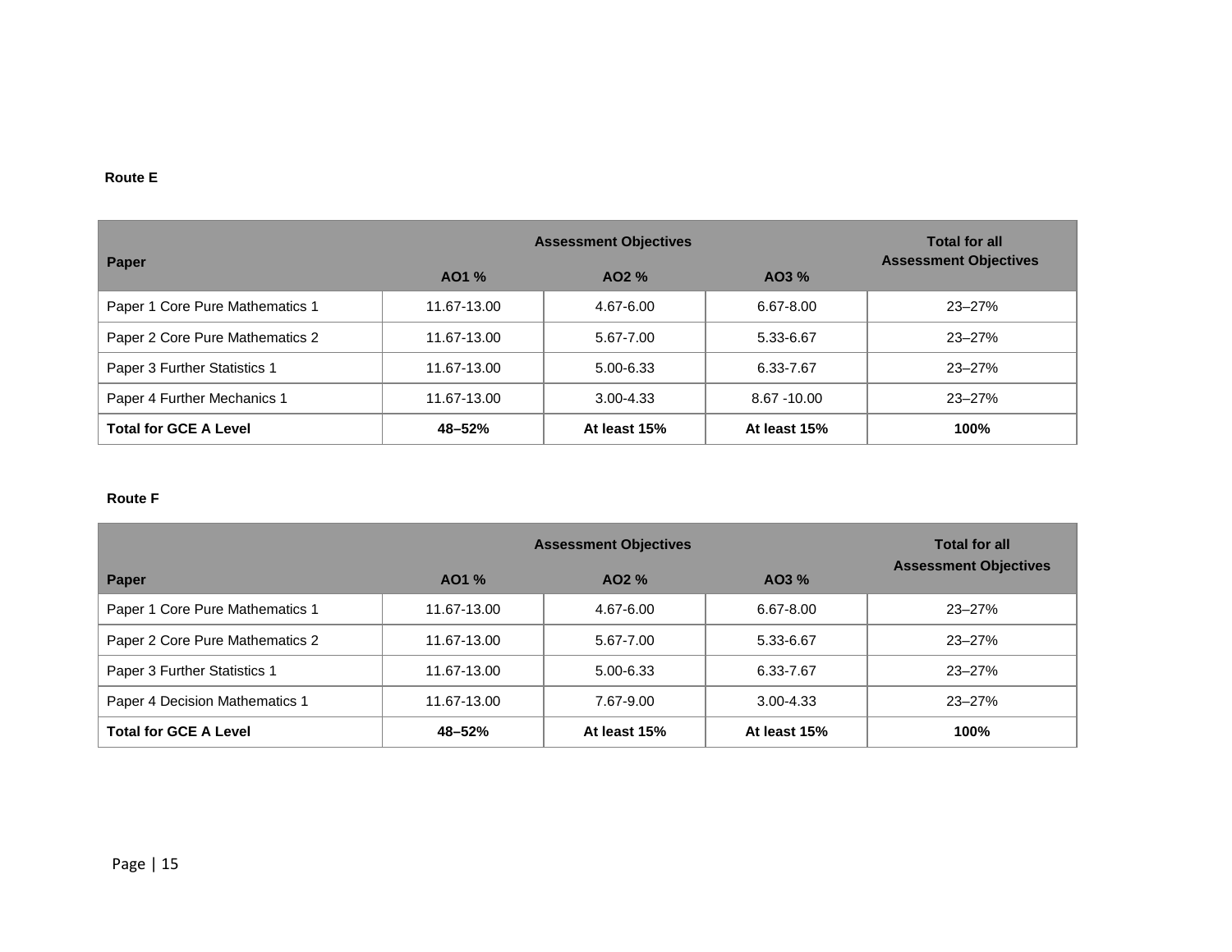**Route E**

| Paper | Assessment Objectives | | | Total for all Assessment Objectives |
|---|---|---|---|---|
| | AO1 % | AO2 % | AO3 % | |
| Paper 1 Core Pure Mathematics 1 | 11.67-13.00 | 4.67-6.00 | 6.67-8.00 | 23–27% |
| Paper 2 Core Pure Mathematics 2 | 11.67-13.00 | 5.67-7.00 | 5.33-6.67 | 23–27% |
| Paper 3 Further Statistics 1 | 11.67-13.00 | 5.00-6.33 | 6.33-7.67 | 23–27% |
| Paper 4 Further Mechanics 1 | 11.67-13.00 | 3.00-4.33 | 8.67 -10.00 | 23–27% |
| **Total for GCE A Level** | **48–52%** | **At least 15%** | **At least 15%** | **100%** |

**Route F**

| Paper | Assessment Objectives | | | Total for all Assessment Objectives |
|---|---|---|---|---|
| | AO1 % | AO2 % | AO3 % | |
| Paper 1 Core Pure Mathematics 1 | 11.67-13.00 | 4.67-6.00 | 6.67-8.00 | 23–27% |
| Paper 2 Core Pure Mathematics 2 | 11.67-13.00 | 5.67-7.00 | 5.33-6.67 | 23–27% |
| Paper 3 Further Statistics 1 | 11.67-13.00 | 5.00-6.33 | 6.33-7.67 | 23–27% |
| Paper 4 Decision Mathematics 1 | 11.67-13.00 | 7.67-9.00 | 3.00-4.33 | 23–27% |
| **Total for GCE A Level** | **48–52%** | **At least 15%** | **At least 15%** | **100%** |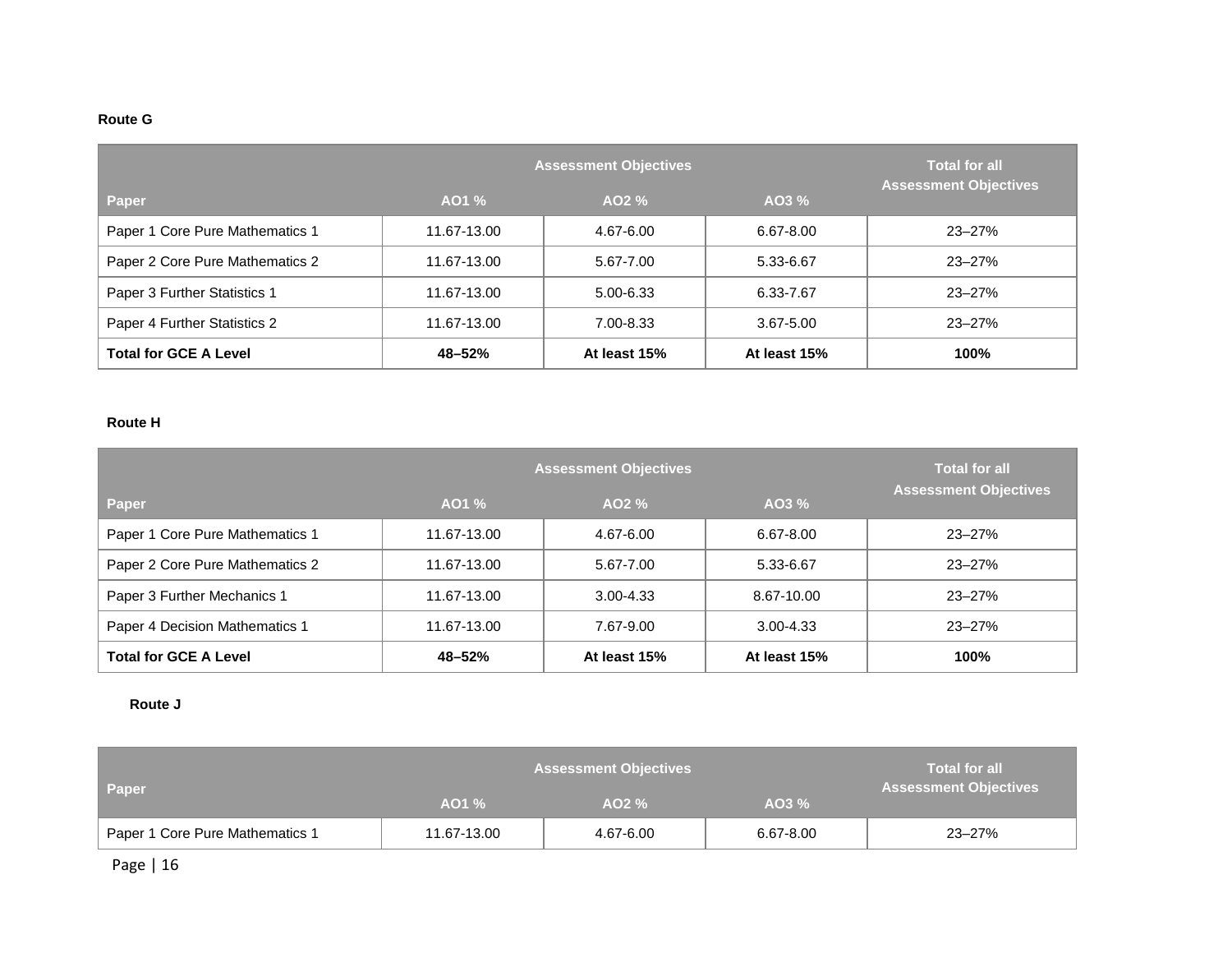**Route G**

| Paper | Assessment Objectives | | | Total for all Assessment Objectives |
|---|---|---|---|---|
| | AO1 % | AO2 % | AO3 % | |
| Paper 1 Core Pure Mathematics 1 | 11.67-13.00 | 4.67-6.00 | 6.67-8.00 | 23–27% |
| Paper 2 Core Pure Mathematics 2 | 11.67-13.00 | 5.67-7.00 | 5.33-6.67 | 23–27% |
| Paper 3 Further Statistics 1 | 11.67-13.00 | 5.00-6.33 | 6.33-7.67 | 23–27% |
| Paper 4 Further Statistics 2 | 11.67-13.00 | 7.00-8.33 | 3.67-5.00 | 23–27% |
| **Total for GCE A Level** | **48–52%** | **At least 15%** | **At least 15%** | **100%** |

**Route H**

| Paper | Assessment Objectives | | | Total for all Assessment Objectives |
|---|---|---|---|---|
| | AO1 % | AO2 % | AO3 % | |
| Paper 1 Core Pure Mathematics 1 | 11.67-13.00 | 4.67-6.00 | 6.67-8.00 | 23–27% |
| Paper 2 Core Pure Mathematics 2 | 11.67-13.00 | 5.67-7.00 | 5.33-6.67 | 23–27% |
| Paper 3 Further Mechanics 1 | 11.67-13.00 | 3.00-4.33 | 8.67-10.00 | 23–27% |
| Paper 4 Decision Mathematics 1 | 11.67-13.00 | 7.67-9.00 | 3.00-4.33 | 23–27% |
| **Total for GCE A Level** | **48–52%** | **At least 15%** | **At least 15%** | **100%** |

**Route J**

| Paper | Assessment Objectives | | | Total for all Assessment Objectives |
|---|---|---|---|---|
| | AO1 % | AO2 % | AO3 % | |
| Paper 1 Core Pure Mathematics 1 | 11.67-13.00 | 4.67-6.00 | 6.67-8.00 | 23–27% |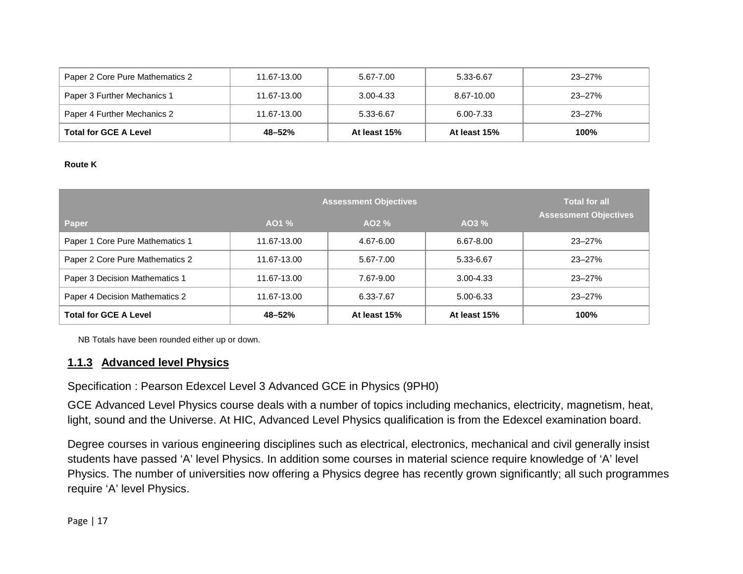| Paper 2 Core Pure Mathematics 2 | 11.67-13.00 | 5.67-7.00 | 5.33-6.67 | 23–27% |
|---|---|---|---|---|
| Paper 3 Further Mechanics 1 | 11.67-13.00 | 3.00-4.33 | 8.67-10.00 | 23–27% |
| Paper 4 Further Mechanics 2 | 11.67-13.00 | 5.33-6.67 | 6.00-7.33 | 23–27% |
| **Total for GCE A Level** | **48–52%** | **At least 15%** | **At least 15%** | **100%** |

**Route K**

| | Assessment Objectives | | | Total for all Assessment Objectives |
|---|---|---|---|---|
| **Paper** | **AO1 %** | **AO2 %** | **AO3 %** | |
| Paper 1 Core Pure Mathematics 1 | 11.67-13.00 | 4.67-6.00 | 6.67-8.00 | 23–27% |
| Paper 2 Core Pure Mathematics 2 | 11.67-13.00 | 5.67-7.00 | 5.33-6.67 | 23–27% |
| Paper 3 Decision Mathematics 1 | 11.67-13.00 | 7.67-9.00 | 3.00-4.33 | 23–27% |
| Paper 4 Decision Mathematics 2 | 11.67-13.00 | 6.33-7.67 | 5.00-6.33 | 23–27% |
| **Total for GCE A Level** | **48–52%** | **At least 15%** | **At least 15%** | **100%** |

NB Totals have been rounded either up or down.

### 1.1.3 Advanced level Physics

Specification : Pearson Edexcel Level 3 Advanced GCE in Physics (9PH0)

GCE Advanced Level Physics course deals with a number of topics including mechanics, electricity, magnetism, heat, light, sound and the Universe. At HIC, Advanced Level Physics qualification is from the Edexcel examination board.

Degree courses in various engineering disciplines such as electrical, electronics, mechanical and civil generally insist students have passed 'A' level Physics. In addition some courses in material science require knowledge of 'A' level Physics. The number of universities now offering a Physics degree has recently grown significantly; all such programmes require 'A' level Physics.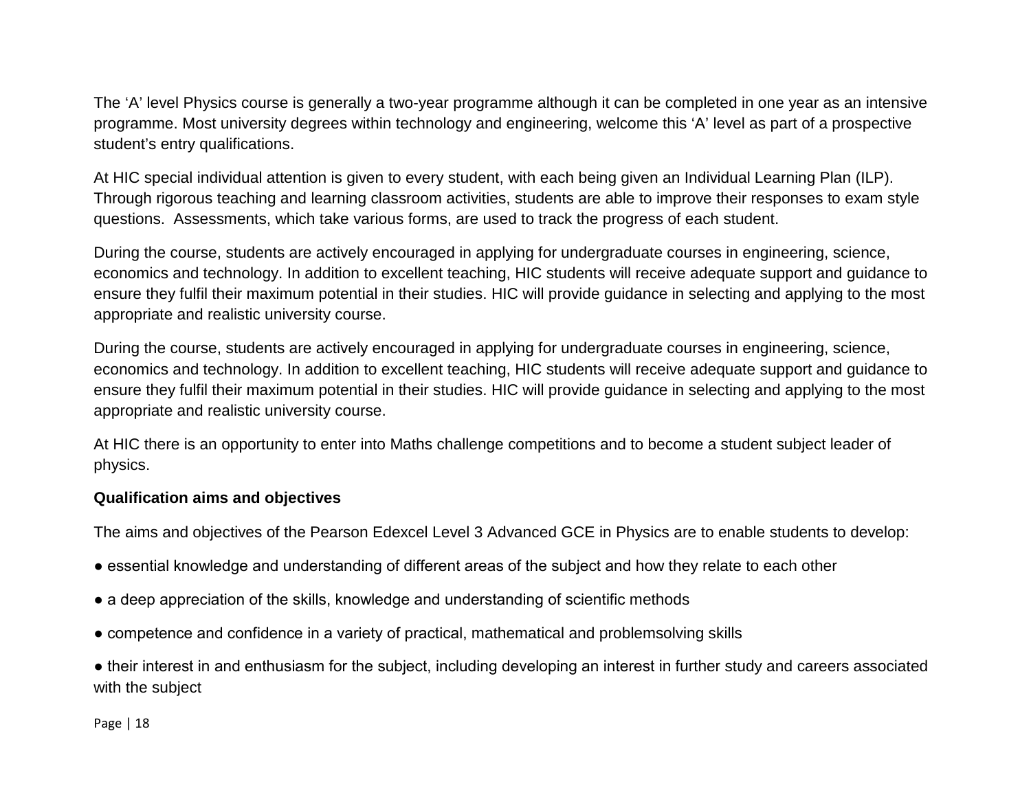The 'A' level Physics course is generally a two-year programme although it can be completed in one year as an intensive programme. Most university degrees within technology and engineering, welcome this 'A' level as part of a prospective student's entry qualifications.

At HIC special individual attention is given to every student, with each being given an Individual Learning Plan (ILP). Through rigorous teaching and learning classroom activities, students are able to improve their responses to exam style questions. Assessments, which take various forms, are used to track the progress of each student.

During the course, students are actively encouraged in applying for undergraduate courses in engineering, science, economics and technology. In addition to excellent teaching, HIC students will receive adequate support and guidance to ensure they fulfil their maximum potential in their studies. HIC will provide guidance in selecting and applying to the most appropriate and realistic university course.

During the course, students are actively encouraged in applying for undergraduate courses in engineering, science, economics and technology. In addition to excellent teaching, HIC students will receive adequate support and guidance to ensure they fulfil their maximum potential in their studies. HIC will provide guidance in selecting and applying to the most appropriate and realistic university course.

At HIC there is an opportunity to enter into Maths challenge competitions and to become a student subject leader of physics.

**Qualification aims and objectives**

The aims and objectives of the Pearson Edexcel Level 3 Advanced GCE in Physics are to enable students to develop:

- essential knowledge and understanding of different areas of the subject and how they relate to each other
- a deep appreciation of the skills, knowledge and understanding of scientific methods
- competence and confidence in a variety of practical, mathematical and problemsolving skills
- their interest in and enthusiasm for the subject, including developing an interest in further study and careers associated with the subject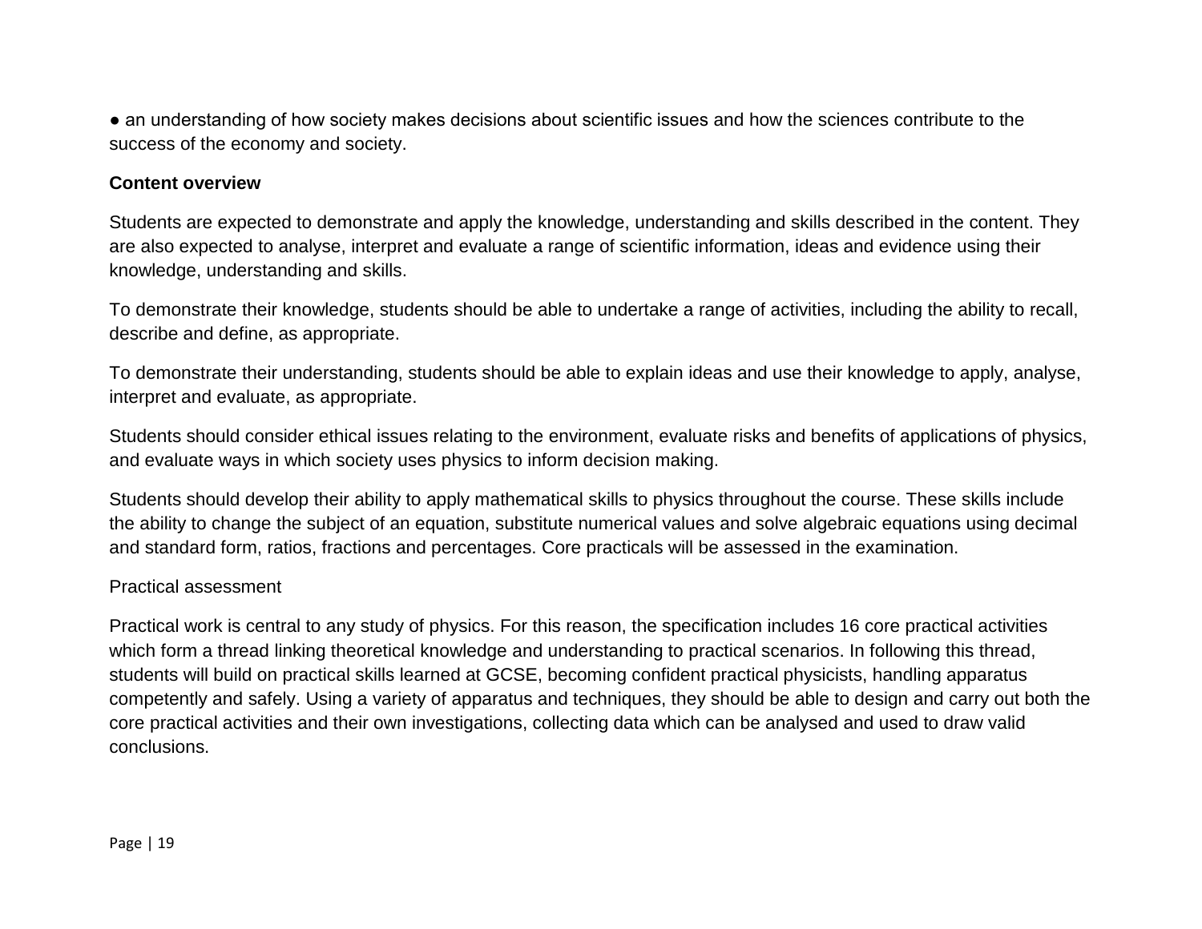- an understanding of how society makes decisions about scientific issues and how the sciences contribute to the success of the economy and society.

**Content overview**

Students are expected to demonstrate and apply the knowledge, understanding and skills described in the content. They are also expected to analyse, interpret and evaluate a range of scientific information, ideas and evidence using their knowledge, understanding and skills.

To demonstrate their knowledge, students should be able to undertake a range of activities, including the ability to recall, describe and define, as appropriate.

To demonstrate their understanding, students should be able to explain ideas and use their knowledge to apply, analyse, interpret and evaluate, as appropriate.

Students should consider ethical issues relating to the environment, evaluate risks and benefits of applications of physics, and evaluate ways in which society uses physics to inform decision making.

Students should develop their ability to apply mathematical skills to physics throughout the course. These skills include the ability to change the subject of an equation, substitute numerical values and solve algebraic equations using decimal and standard form, ratios, fractions and percentages. Core practicals will be assessed in the examination.

Practical assessment

Practical work is central to any study of physics. For this reason, the specification includes 16 core practical activities which form a thread linking theoretical knowledge and understanding to practical scenarios. In following this thread, students will build on practical skills learned at GCSE, becoming confident practical physicists, handling apparatus competently and safely. Using a variety of apparatus and techniques, they should be able to design and carry out both the core practical activities and their own investigations, collecting data which can be analysed and used to draw valid conclusions.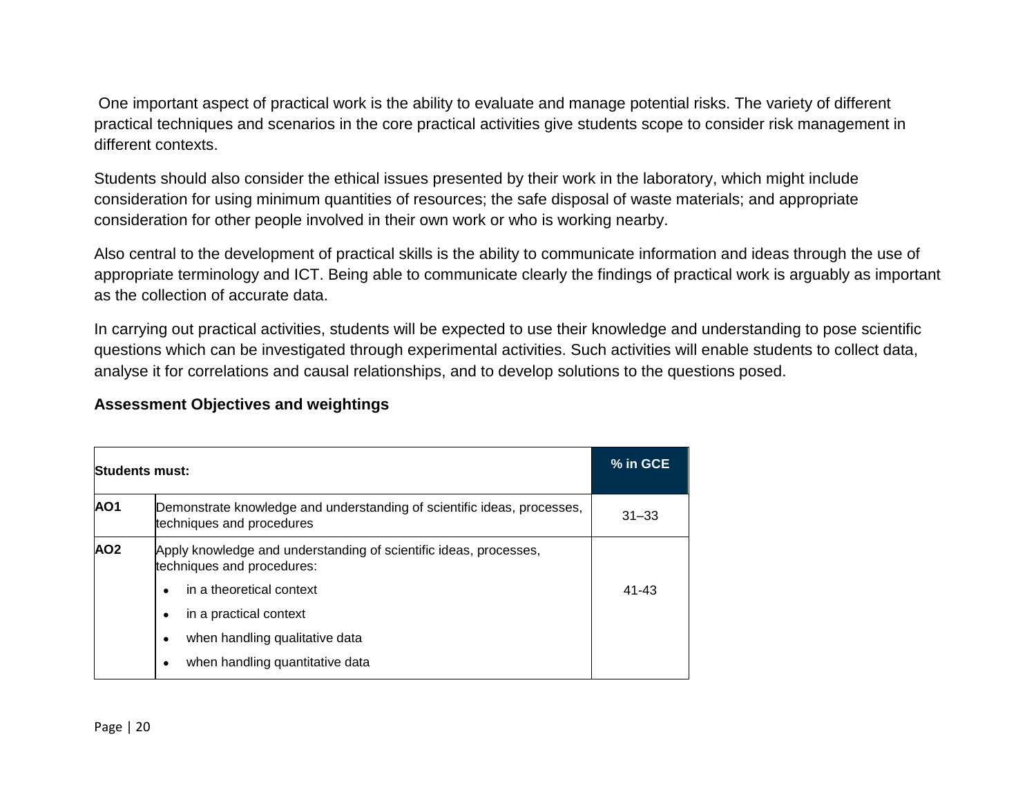One important aspect of practical work is the ability to evaluate and manage potential risks. The variety of different practical techniques and scenarios in the core practical activities give students scope to consider risk management in different contexts.

Students should also consider the ethical issues presented by their work in the laboratory, which might include consideration for using minimum quantities of resources; the safe disposal of waste materials; and appropriate consideration for other people involved in their own work or who is working nearby.

Also central to the development of practical skills is the ability to communicate information and ideas through the use of appropriate terminology and ICT. Being able to communicate clearly the findings of practical work is arguably as important as the collection of accurate data.

In carrying out practical activities, students will be expected to use their knowledge and understanding to pose scientific questions which can be investigated through experimental activities. Such activities will enable students to collect data, analyse it for correlations and causal relationships, and to develop solutions to the questions posed.

**Assessment Objectives and weightings**

| **Students must:** | | **% in GCE** |
|---|---|---|
| **AO1** | Demonstrate knowledge and understanding of scientific ideas, processes, techniques and procedures | 31–33 |
| **AO2** | Apply knowledge and understanding of scientific ideas, processes, techniques and procedures:<br>• in a theoretical context<br>• in a practical context<br>• when handling qualitative data<br>• when handling quantitative data | 41-43 |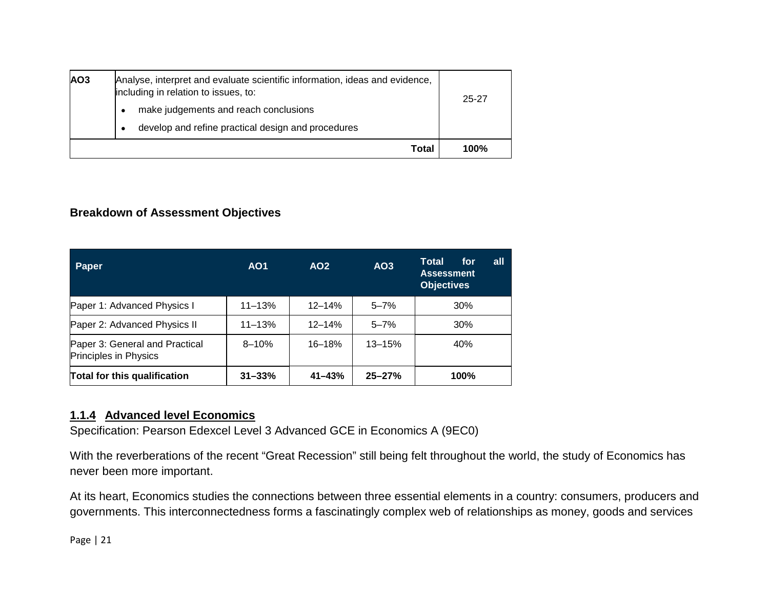| AO3 | Analyse, interpret and evaluate scientific information, ideas and evidence, including in relation to issues, to:<br>• make judgements and reach conclusions<br>• develop and refine practical design and procedures | 25-27 |
|---|---|---|
| | **Total** | **100%** |

**Breakdown of Assessment Objectives**

| Paper | AO1 | AO2 | AO3 | Total for all Assessment Objectives |
|---|---|---|---|---|
| Paper 1: Advanced Physics I | 11–13% | 12–14% | 5–7% | 30% |
| Paper 2: Advanced Physics II | 11–13% | 12–14% | 5–7% | 30% |
| Paper 3: General and Practical Principles in Physics | 8–10% | 16–18% | 13–15% | 40% |
| **Total for this qualification** | **31–33%** | **41–43%** | **25–27%** | **100%** |

### 1.1.4 Advanced level Economics

Specification: Pearson Edexcel Level 3 Advanced GCE in Economics A (9EC0)

With the reverberations of the recent "Great Recession" still being felt throughout the world, the study of Economics has never been more important.

At its heart, Economics studies the connections between three essential elements in a country: consumers, producers and governments. This interconnectedness forms a fascinatingly complex web of relationships as money, goods and services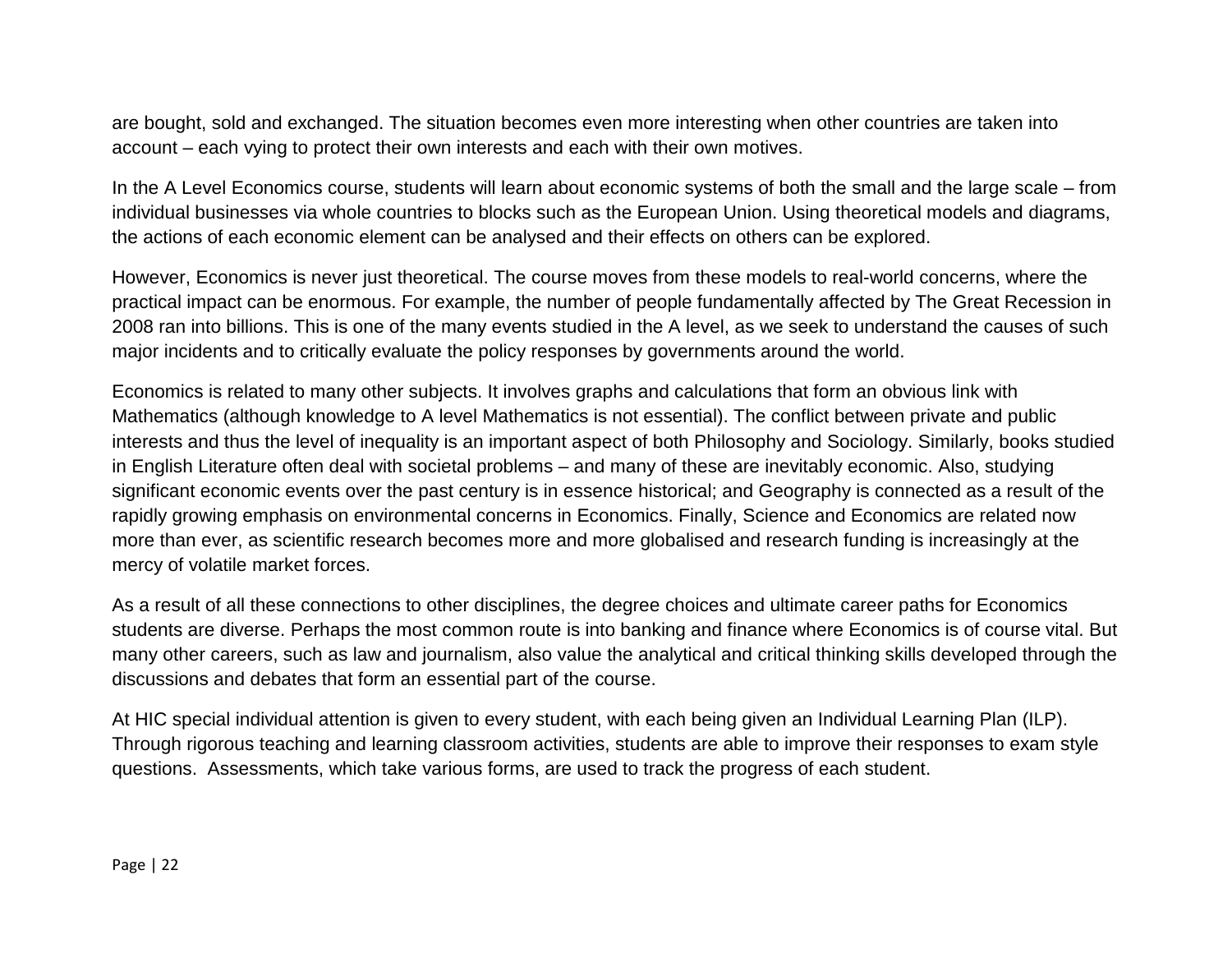are bought, sold and exchanged. The situation becomes even more interesting when other countries are taken into account – each vying to protect their own interests and each with their own motives.

In the A Level Economics course, students will learn about economic systems of both the small and the large scale – from individual businesses via whole countries to blocks such as the European Union. Using theoretical models and diagrams, the actions of each economic element can be analysed and their effects on others can be explored.

However, Economics is never just theoretical. The course moves from these models to real-world concerns, where the practical impact can be enormous. For example, the number of people fundamentally affected by The Great Recession in 2008 ran into billions. This is one of the many events studied in the A level, as we seek to understand the causes of such major incidents and to critically evaluate the policy responses by governments around the world.

Economics is related to many other subjects. It involves graphs and calculations that form an obvious link with Mathematics (although knowledge to A level Mathematics is not essential). The conflict between private and public interests and thus the level of inequality is an important aspect of both Philosophy and Sociology. Similarly, books studied in English Literature often deal with societal problems – and many of these are inevitably economic. Also, studying significant economic events over the past century is in essence historical; and Geography is connected as a result of the rapidly growing emphasis on environmental concerns in Economics. Finally, Science and Economics are related now more than ever, as scientific research becomes more and more globalised and research funding is increasingly at the mercy of volatile market forces.

As a result of all these connections to other disciplines, the degree choices and ultimate career paths for Economics students are diverse. Perhaps the most common route is into banking and finance where Economics is of course vital. But many other careers, such as law and journalism, also value the analytical and critical thinking skills developed through the discussions and debates that form an essential part of the course.

At HIC special individual attention is given to every student, with each being given an Individual Learning Plan (ILP). Through rigorous teaching and learning classroom activities, students are able to improve their responses to exam style questions. Assessments, which take various forms, are used to track the progress of each student.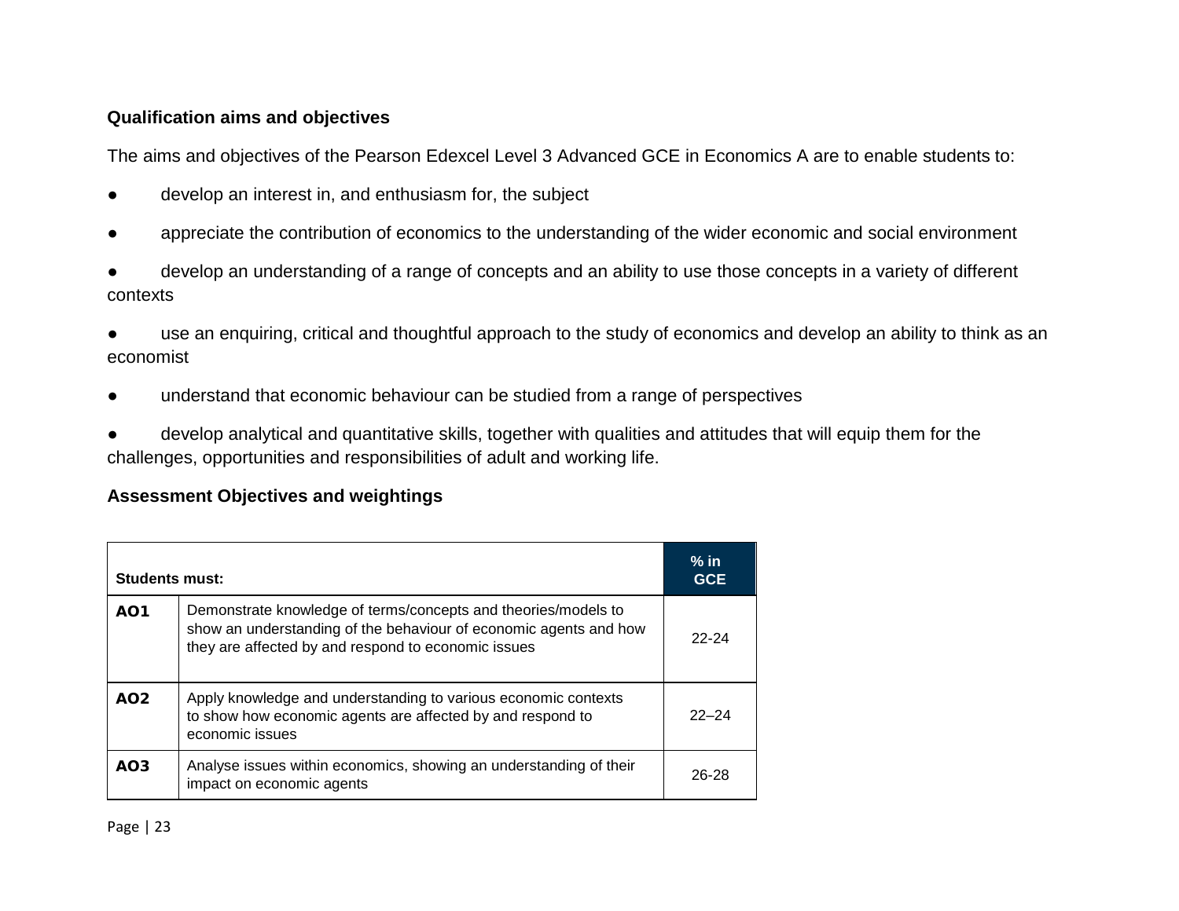### Qualification aims and objectives

The aims and objectives of the Pearson Edexcel Level 3 Advanced GCE in Economics A are to enable students to:

- develop an interest in, and enthusiasm for, the subject
- appreciate the contribution of economics to the understanding of the wider economic and social environment
- develop an understanding of a range of concepts and an ability to use those concepts in a variety of different contexts
- use an enquiring, critical and thoughtful approach to the study of economics and develop an ability to think as an economist
- understand that economic behaviour can be studied from a range of perspectives
- develop analytical and quantitative skills, together with qualities and attitudes that will equip them for the challenges, opportunities and responsibilities of adult and working life.

### Assessment Objectives and weightings

| **Students must:** | | **% in GCE** |
|---|---|---|
| **AO1** | Demonstrate knowledge of terms/concepts and theories/models to show an understanding of the behaviour of economic agents and how they are affected by and respond to economic issues | 22-24 |
| **AO2** | Apply knowledge and understanding to various economic contexts to show how economic agents are affected by and respond to economic issues | 22–24 |
| **AO3** | Analyse issues within economics, showing an understanding of their impact on economic agents | 26-28 |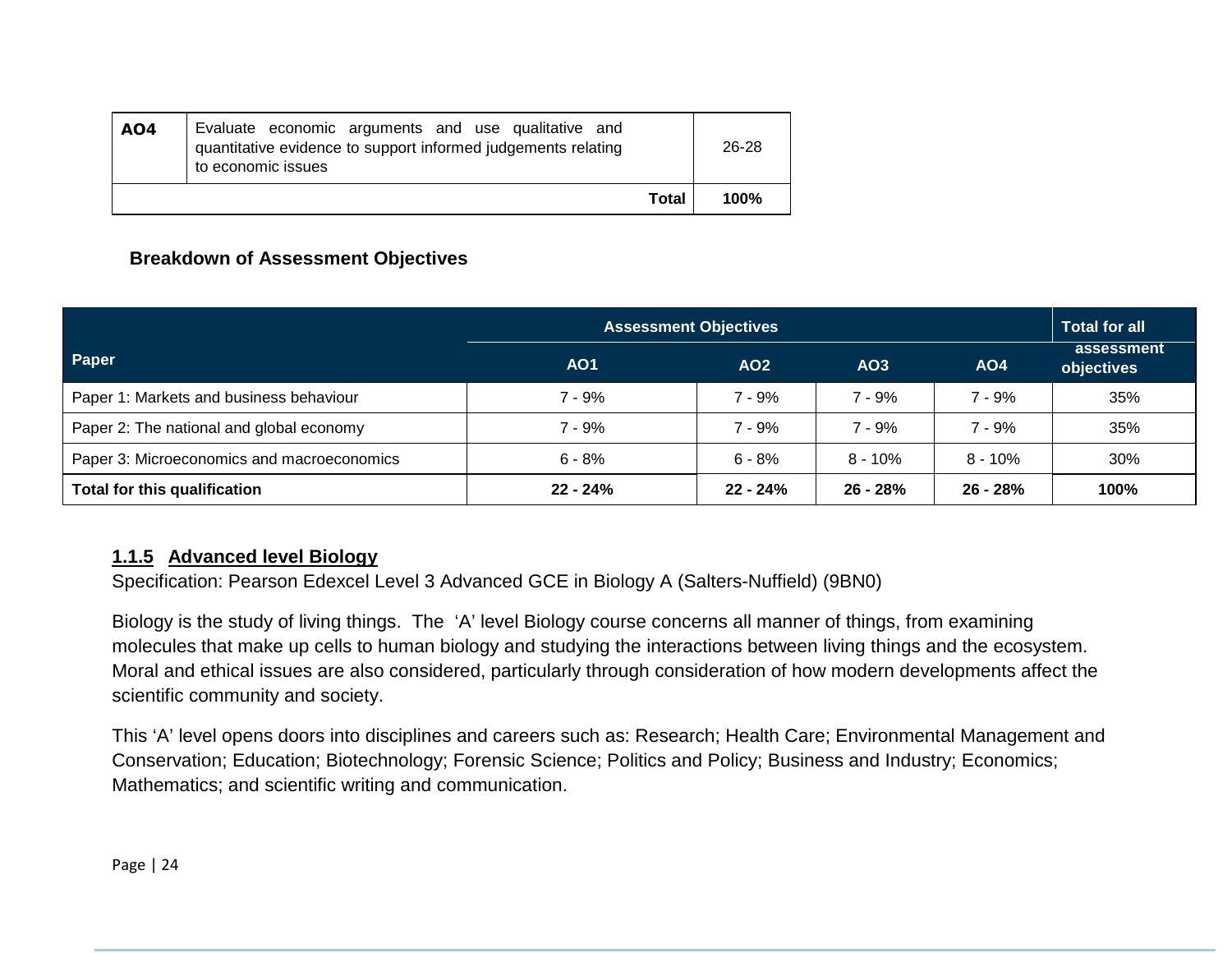| | | |
|---|---|---|
| **AO4** | Evaluate economic arguments and use qualitative and quantitative evidence to support informed judgements relating to economic issues | 26-28 |
| | **Total** | **100%** |

**Breakdown of Assessment Objectives**

| Paper | Assessment Objectives | | | | Total for all assessment objectives |
|---|---|---|---|---|---|
| | **AO1** | **AO2** | **AO3** | **AO4** | |
| Paper 1: Markets and business behaviour | 7 - 9% | 7 - 9% | 7 - 9% | 7 - 9% | 35% |
| Paper 2: The national and global economy | 7 - 9% | 7 - 9% | 7 - 9% | 7 - 9% | 35% |
| Paper 3: Microeconomics and macroeconomics | 6 - 8% | 6 - 8% | 8 - 10% | 8 - 10% | 30% |
| **Total for this qualification** | **22 - 24%** | **22 - 24%** | **26 - 28%** | **26 - 28%** | **100%** |

### 1.1.5 Advanced level Biology

Specification: Pearson Edexcel Level 3 Advanced GCE in Biology A (Salters-Nuffield) (9BN0)

Biology is the study of living things. The 'A' level Biology course concerns all manner of things, from examining molecules that make up cells to human biology and studying the interactions between living things and the ecosystem. Moral and ethical issues are also considered, particularly through consideration of how modern developments affect the scientific community and society.

This 'A' level opens doors into disciplines and careers such as: Research; Health Care; Environmental Management and Conservation; Education; Biotechnology; Forensic Science; Politics and Policy; Business and Industry; Economics; Mathematics; and scientific writing and communication.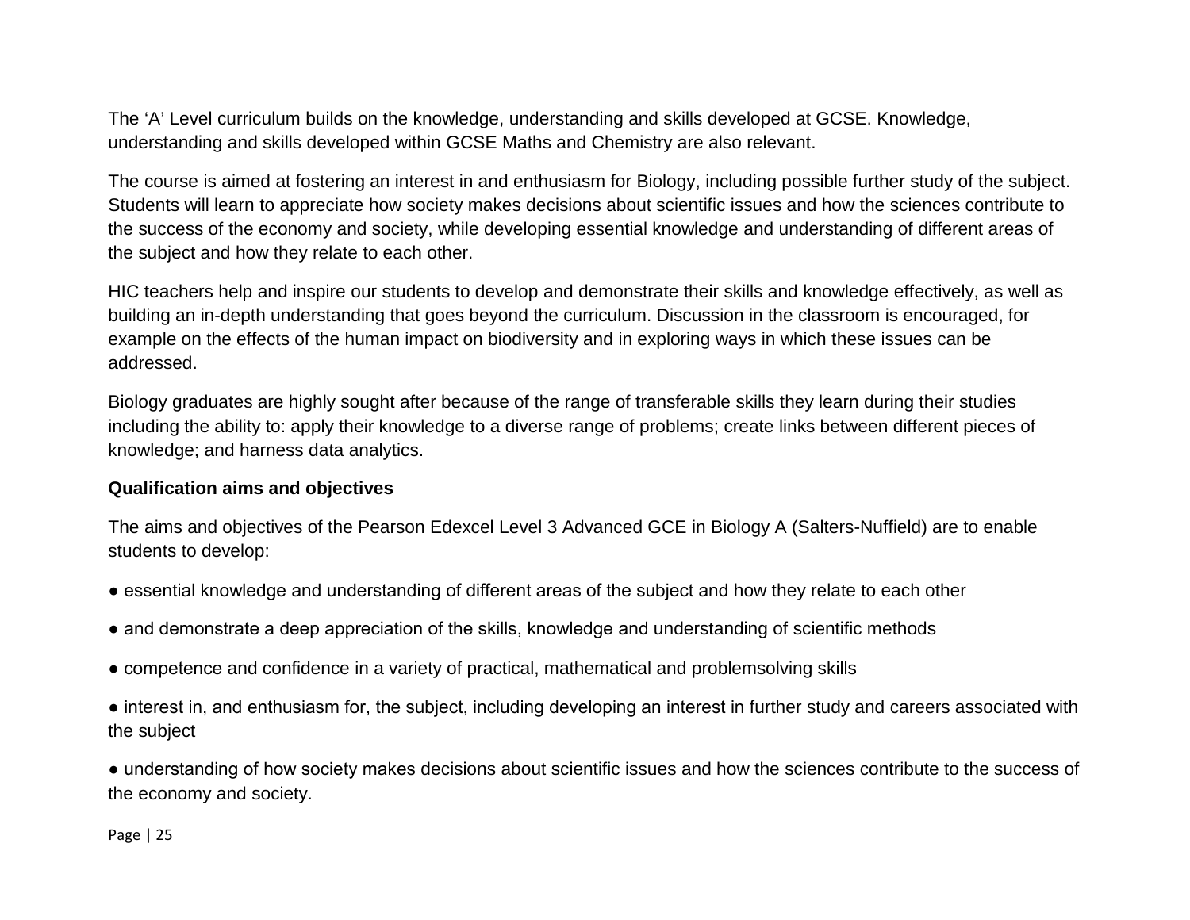The ‘A’ Level curriculum builds on the knowledge, understanding and skills developed at GCSE. Knowledge, understanding and skills developed within GCSE Maths and Chemistry are also relevant.

The course is aimed at fostering an interest in and enthusiasm for Biology, including possible further study of the subject. Students will learn to appreciate how society makes decisions about scientific issues and how the sciences contribute to the success of the economy and society, while developing essential knowledge and understanding of different areas of the subject and how they relate to each other.

HIC teachers help and inspire our students to develop and demonstrate their skills and knowledge effectively, as well as building an in-depth understanding that goes beyond the curriculum. Discussion in the classroom is encouraged, for example on the effects of the human impact on biodiversity and in exploring ways in which these issues can be addressed.

Biology graduates are highly sought after because of the range of transferable skills they learn during their studies including the ability to: apply their knowledge to a diverse range of problems; create links between different pieces of knowledge; and harness data analytics.

**Qualification aims and objectives**

The aims and objectives of the Pearson Edexcel Level 3 Advanced GCE in Biology A (Salters-Nuffield) are to enable students to develop:

- essential knowledge and understanding of different areas of the subject and how they relate to each other
- and demonstrate a deep appreciation of the skills, knowledge and understanding of scientific methods
- competence and confidence in a variety of practical, mathematical and problemsolving skills
- interest in, and enthusiasm for, the subject, including developing an interest in further study and careers associated with the subject
- understanding of how society makes decisions about scientific issues and how the sciences contribute to the success of the economy and society.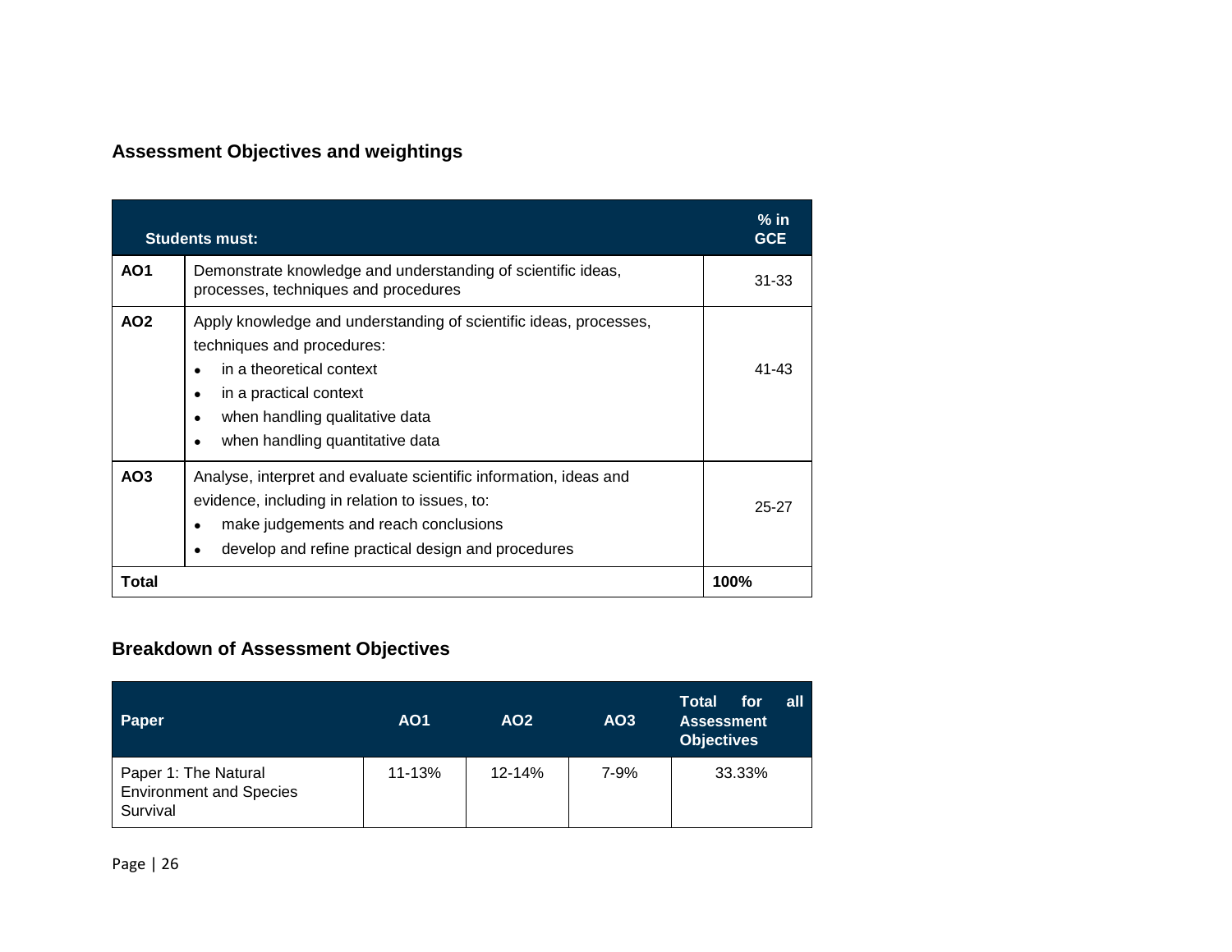## Assessment Objectives and weightings

| | Students must: | % in GCE |
|---|---|---|
| **AO1** | Demonstrate knowledge and understanding of scientific ideas, processes, techniques and procedures | 31-33 |
| **AO2** | Apply knowledge and understanding of scientific ideas, processes, techniques and procedures:<br>• in a theoretical context<br>• in a practical context<br>• when handling qualitative data<br>• when handling quantitative data | 41-43 |
| **AO3** | Analyse, interpret and evaluate scientific information, ideas and evidence, including in relation to issues, to:<br>• make judgements and reach conclusions<br>• develop and refine practical design and procedures | 25-27 |
| **Total** | | **100%** |

## Breakdown of Assessment Objectives

| Paper | AO1 | AO2 | AO3 | Total for all Assessment Objectives |
|---|---|---|---|---|
| Paper 1: The Natural Environment and Species Survival | 11-13% | 12-14% | 7-9% | 33.33% |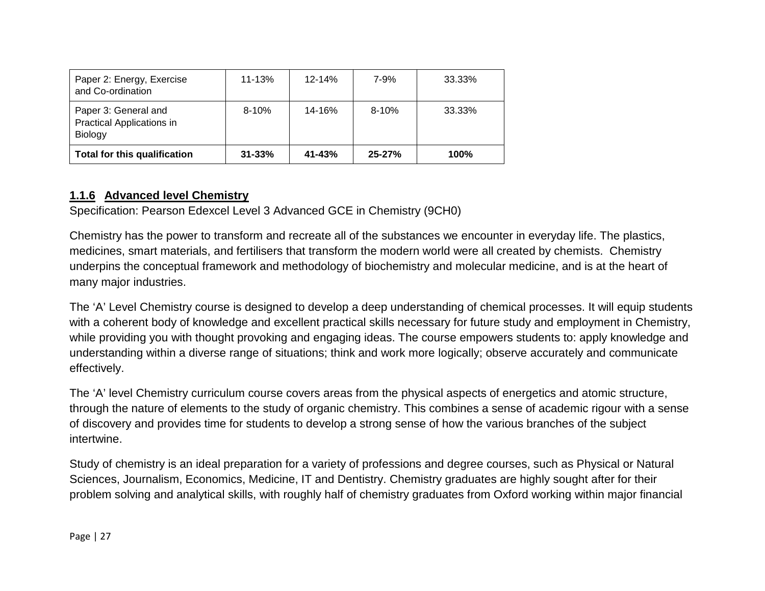| Paper 2: Energy, Exercise and Co-ordination | 11-13% | 12-14% | 7-9% | 33.33% |
|---|---|---|---|---|
| Paper 3: General and Practical Applications in Biology | 8-10% | 14-16% | 8-10% | 33.33% |
| **Total for this qualification** | **31-33%** | **41-43%** | **25-27%** | **100%** |

### 1.1.6 Advanced level Chemistry

Specification: Pearson Edexcel Level 3 Advanced GCE in Chemistry (9CH0)

Chemistry has the power to transform and recreate all of the substances we encounter in everyday life. The plastics, medicines, smart materials, and fertilisers that transform the modern world were all created by chemists. Chemistry underpins the conceptual framework and methodology of biochemistry and molecular medicine, and is at the heart of many major industries.

The 'A' Level Chemistry course is designed to develop a deep understanding of chemical processes. It will equip students with a coherent body of knowledge and excellent practical skills necessary for future study and employment in Chemistry, while providing you with thought provoking and engaging ideas. The course empowers students to: apply knowledge and understanding within a diverse range of situations; think and work more logically; observe accurately and communicate effectively.

The 'A' level Chemistry curriculum course covers areas from the physical aspects of energetics and atomic structure, through the nature of elements to the study of organic chemistry. This combines a sense of academic rigour with a sense of discovery and provides time for students to develop a strong sense of how the various branches of the subject intertwine.

Study of chemistry is an ideal preparation for a variety of professions and degree courses, such as Physical or Natural Sciences, Journalism, Economics, Medicine, IT and Dentistry. Chemistry graduates are highly sought after for their problem solving and analytical skills, with roughly half of chemistry graduates from Oxford working within major financial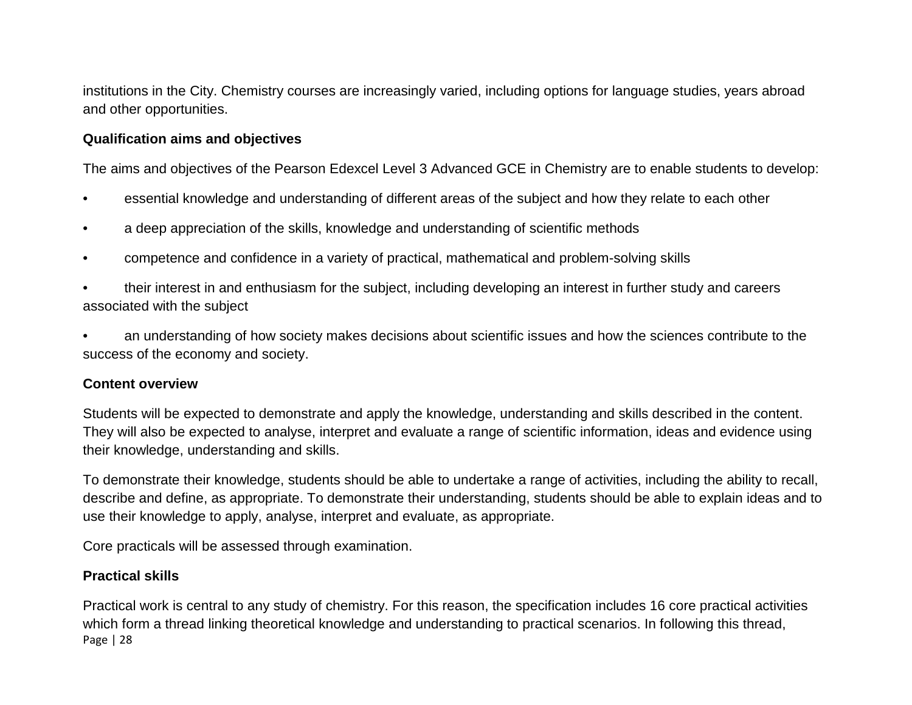institutions in the City. Chemistry courses are increasingly varied, including options for language studies, years abroad and other opportunities.

**Qualification aims and objectives**

The aims and objectives of the Pearson Edexcel Level 3 Advanced GCE in Chemistry are to enable students to develop:

- essential knowledge and understanding of different areas of the subject and how they relate to each other
- a deep appreciation of the skills, knowledge and understanding of scientific methods
- competence and confidence in a variety of practical, mathematical and problem-solving skills
- their interest in and enthusiasm for the subject, including developing an interest in further study and careers associated with the subject
- an understanding of how society makes decisions about scientific issues and how the sciences contribute to the success of the economy and society.

**Content overview**

Students will be expected to demonstrate and apply the knowledge, understanding and skills described in the content. They will also be expected to analyse, interpret and evaluate a range of scientific information, ideas and evidence using their knowledge, understanding and skills.

To demonstrate their knowledge, students should be able to undertake a range of activities, including the ability to recall, describe and define, as appropriate. To demonstrate their understanding, students should be able to explain ideas and to use their knowledge to apply, analyse, interpret and evaluate, as appropriate.

Core practicals will be assessed through examination.

**Practical skills**

Practical work is central to any study of chemistry. For this reason, the specification includes 16 core practical activities which form a thread linking theoretical knowledge and understanding to practical scenarios. In following this thread,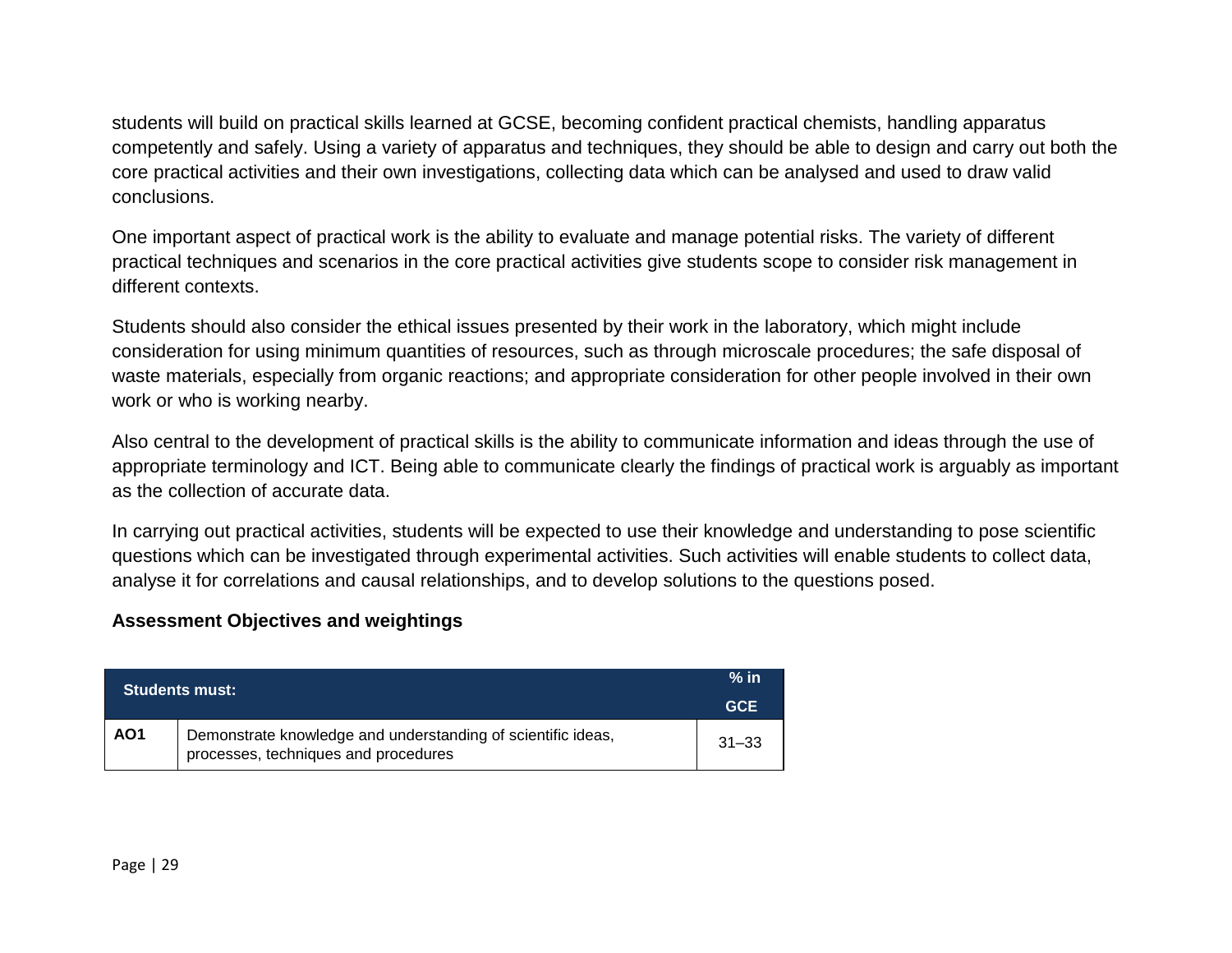students will build on practical skills learned at GCSE, becoming confident practical chemists, handling apparatus competently and safely. Using a variety of apparatus and techniques, they should be able to design and carry out both the core practical activities and their own investigations, collecting data which can be analysed and used to draw valid conclusions.

One important aspect of practical work is the ability to evaluate and manage potential risks. The variety of different practical techniques and scenarios in the core practical activities give students scope to consider risk management in different contexts.

Students should also consider the ethical issues presented by their work in the laboratory, which might include consideration for using minimum quantities of resources, such as through microscale procedures; the safe disposal of waste materials, especially from organic reactions; and appropriate consideration for other people involved in their own work or who is working nearby.

Also central to the development of practical skills is the ability to communicate information and ideas through the use of appropriate terminology and ICT. Being able to communicate clearly the findings of practical work is arguably as important as the collection of accurate data.

In carrying out practical activities, students will be expected to use their knowledge and understanding to pose scientific questions which can be investigated through experimental activities. Such activities will enable students to collect data, analyse it for correlations and causal relationships, and to develop solutions to the questions posed.

**Assessment Objectives and weightings**

| Students must: | | % in GCE |
|---|---|---|
| **AO1** | Demonstrate knowledge and understanding of scientific ideas, processes, techniques and procedures | 31–33 |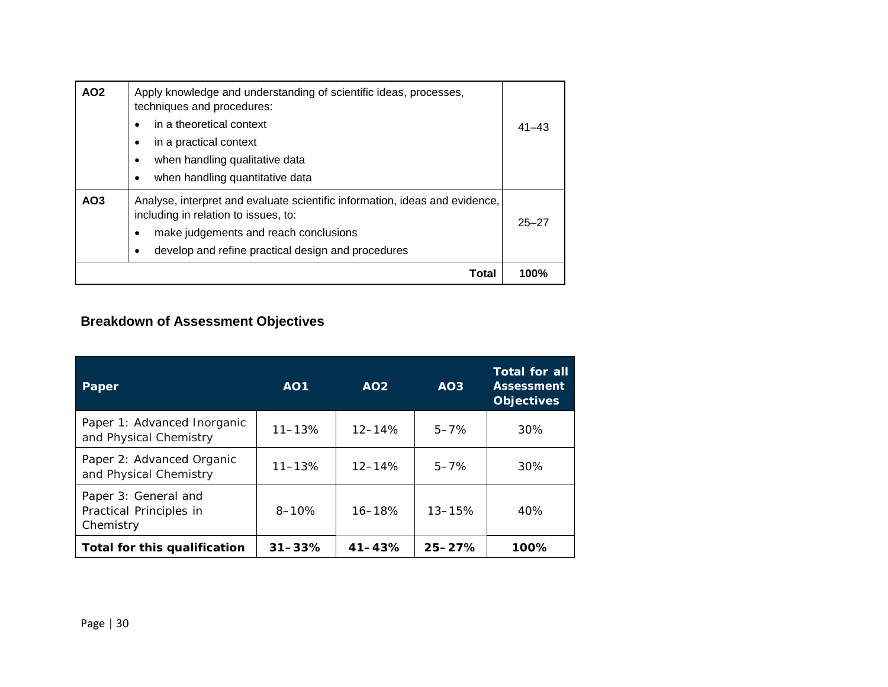| | | |
|---|---|---|
| **AO2** | Apply knowledge and understanding of scientific ideas, processes, techniques and procedures:<br>• in a theoretical context<br>• in a practical context<br>• when handling qualitative data<br>• when handling quantitative data | 41–43 |
| **AO3** | Analyse, interpret and evaluate scientific information, ideas and evidence, including in relation to issues, to:<br>• make judgements and reach conclusions<br>• develop and refine practical design and procedures | 25–27 |
| | **Total** | **100%** |

### Breakdown of Assessment Objectives

| Paper | AO1 | AO2 | AO3 | Total for all Assessment Objectives |
|---|---|---|---|---|
| Paper 1: Advanced Inorganic and Physical Chemistry | 11–13% | 12–14% | 5–7% | 30% |
| Paper 2: Advanced Organic and Physical Chemistry | 11–13% | 12–14% | 5–7% | 30% |
| Paper 3: General and Practical Principles in Chemistry | 8–10% | 16–18% | 13–15% | 40% |
| **Total for this qualification** | **31–33%** | **41–43%** | **25–27%** | **100%** |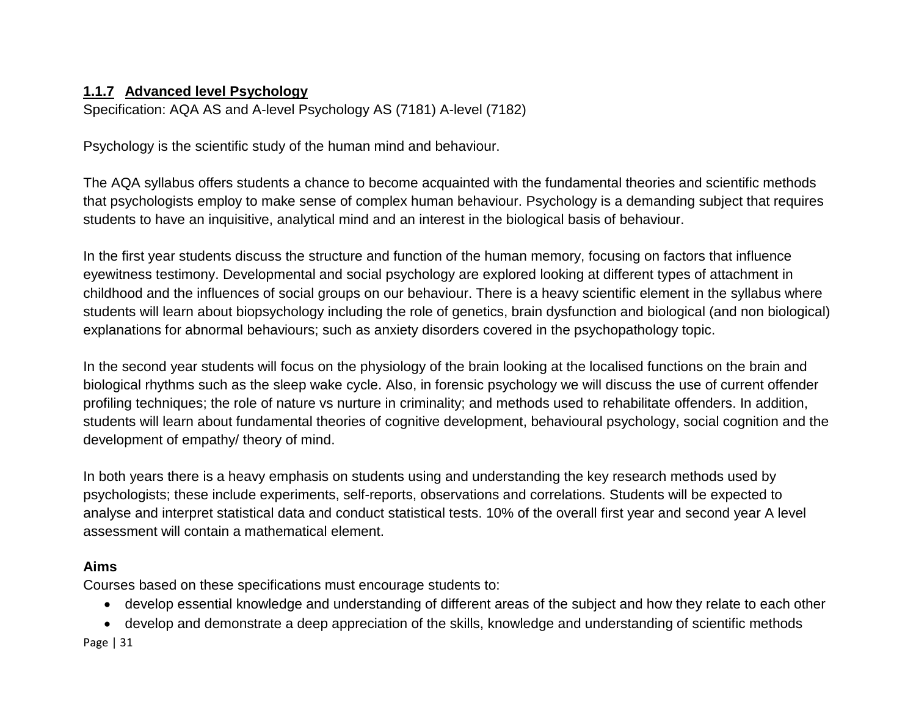### 1.1.7 Advanced level Psychology

Specification: AQA AS and A-level Psychology AS (7181) A-level (7182)

Psychology is the scientific study of the human mind and behaviour.

The AQA syllabus offers students a chance to become acquainted with the fundamental theories and scientific methods that psychologists employ to make sense of complex human behaviour. Psychology is a demanding subject that requires students to have an inquisitive, analytical mind and an interest in the biological basis of behaviour.

In the first year students discuss the structure and function of the human memory, focusing on factors that influence eyewitness testimony. Developmental and social psychology are explored looking at different types of attachment in childhood and the influences of social groups on our behaviour. There is a heavy scientific element in the syllabus where students will learn about biopsychology including the role of genetics, brain dysfunction and biological (and non biological) explanations for abnormal behaviours; such as anxiety disorders covered in the psychopathology topic.

In the second year students will focus on the physiology of the brain looking at the localised functions on the brain and biological rhythms such as the sleep wake cycle. Also, in forensic psychology we will discuss the use of current offender profiling techniques; the role of nature vs nurture in criminality; and methods used to rehabilitate offenders. In addition, students will learn about fundamental theories of cognitive development, behavioural psychology, social cognition and the development of empathy/ theory of mind.

In both years there is a heavy emphasis on students using and understanding the key research methods used by psychologists; these include experiments, self-reports, observations and correlations. Students will be expected to analyse and interpret statistical data and conduct statistical tests. 10% of the overall first year and second year A level assessment will contain a mathematical element.

**Aims**

Courses based on these specifications must encourage students to:

- develop essential knowledge and understanding of different areas of the subject and how they relate to each other
- develop and demonstrate a deep appreciation of the skills, knowledge and understanding of scientific methods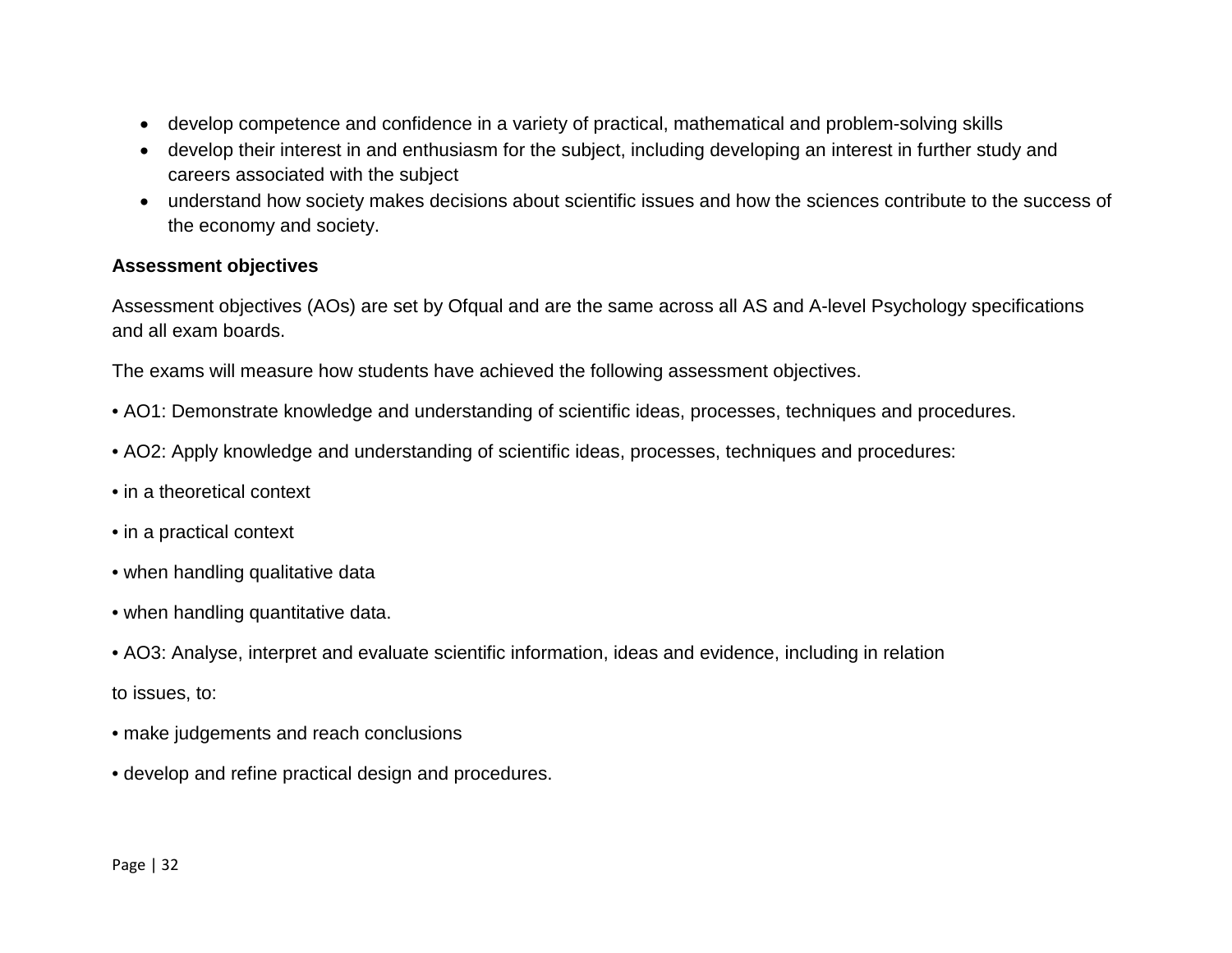- develop competence and confidence in a variety of practical, mathematical and problem-solving skills
- develop their interest in and enthusiasm for the subject, including developing an interest in further study and careers associated with the subject
- understand how society makes decisions about scientific issues and how the sciences contribute to the success of the economy and society.

**Assessment objectives**

Assessment objectives (AOs) are set by Ofqual and are the same across all AS and A-level Psychology specifications and all exam boards.

The exams will measure how students have achieved the following assessment objectives.

• AO1: Demonstrate knowledge and understanding of scientific ideas, processes, techniques and procedures.

• AO2: Apply knowledge and understanding of scientific ideas, processes, techniques and procedures:

• in a theoretical context

• in a practical context

• when handling qualitative data

• when handling quantitative data.

• AO3: Analyse, interpret and evaluate scientific information, ideas and evidence, including in relation

to issues, to:

• make judgements and reach conclusions

• develop and refine practical design and procedures.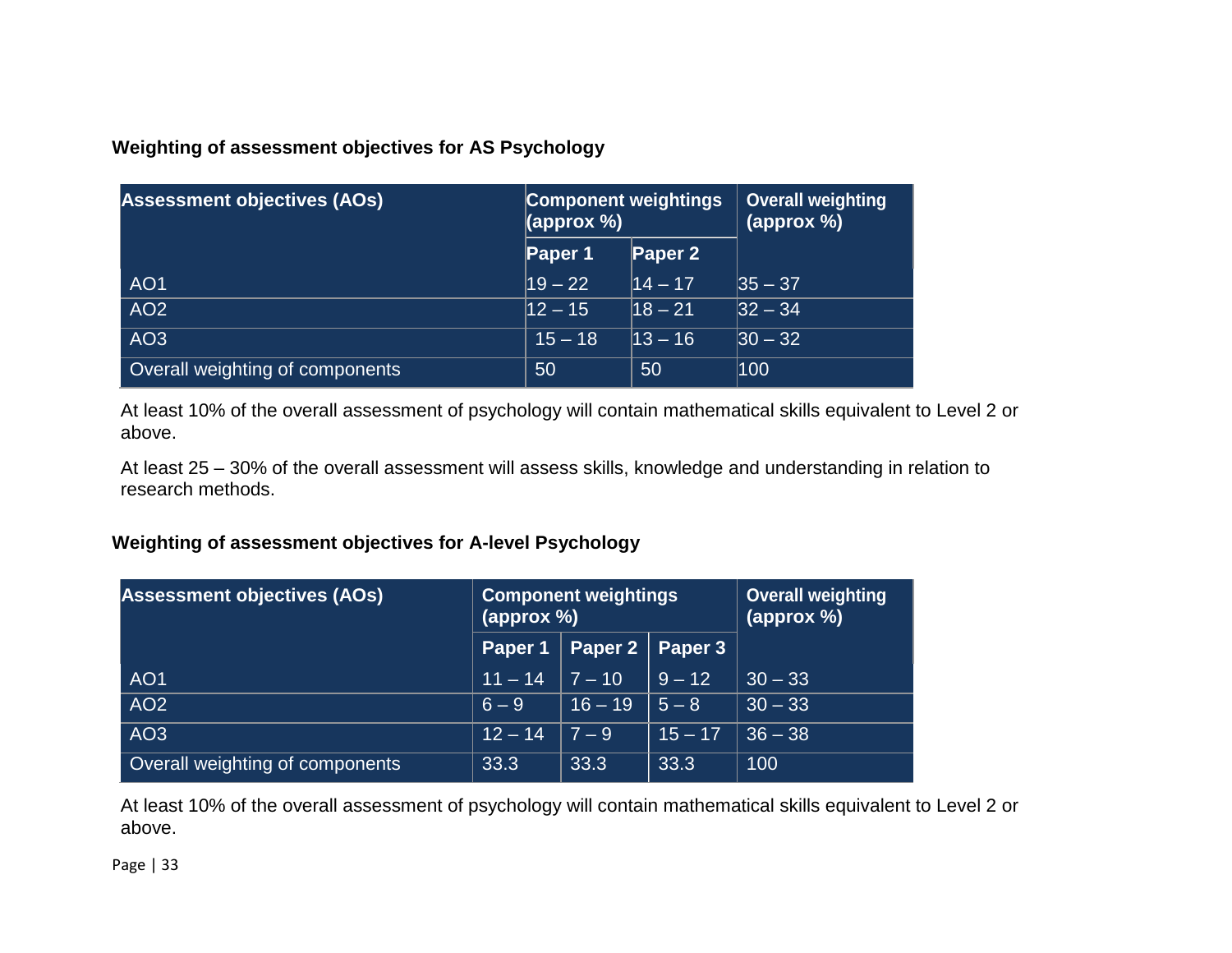**Weighting of assessment objectives for AS Psychology**

| Assessment objectives (AOs) | Component weightings (approx %) | | Overall weighting (approx %) |
|---|---|---|---|
| | Paper 1 | Paper 2 | |
| AO1 | 19 – 22 | 14 – 17 | 35 – 37 |
| AO2 | 12 – 15 | 18 – 21 | 32 – 34 |
| AO3 | 15 – 18 | 13 – 16 | 30 – 32 |
| Overall weighting of components | 50 | 50 | 100 |

At least 10% of the overall assessment of psychology will contain mathematical skills equivalent to Level 2 or above.

At least 25 – 30% of the overall assessment will assess skills, knowledge and understanding in relation to research methods.

**Weighting of assessment objectives for A-level Psychology**

| Assessment objectives (AOs) | Component weightings (approx %) | | | Overall weighting (approx %) |
|---|---|---|---|---|
| | Paper 1 | Paper 2 | Paper 3 | |
| AO1 | 11 – 14 | 7 – 10 | 9 – 12 | 30 – 33 |
| AO2 | 6 – 9 | 16 – 19 | 5 – 8 | 30 – 33 |
| AO3 | 12 – 14 | 7 – 9 | 15 – 17 | 36 – 38 |
| Overall weighting of components | 33.3 | 33.3 | 33.3 | 100 |

At least 10% of the overall assessment of psychology will contain mathematical skills equivalent to Level 2 or above.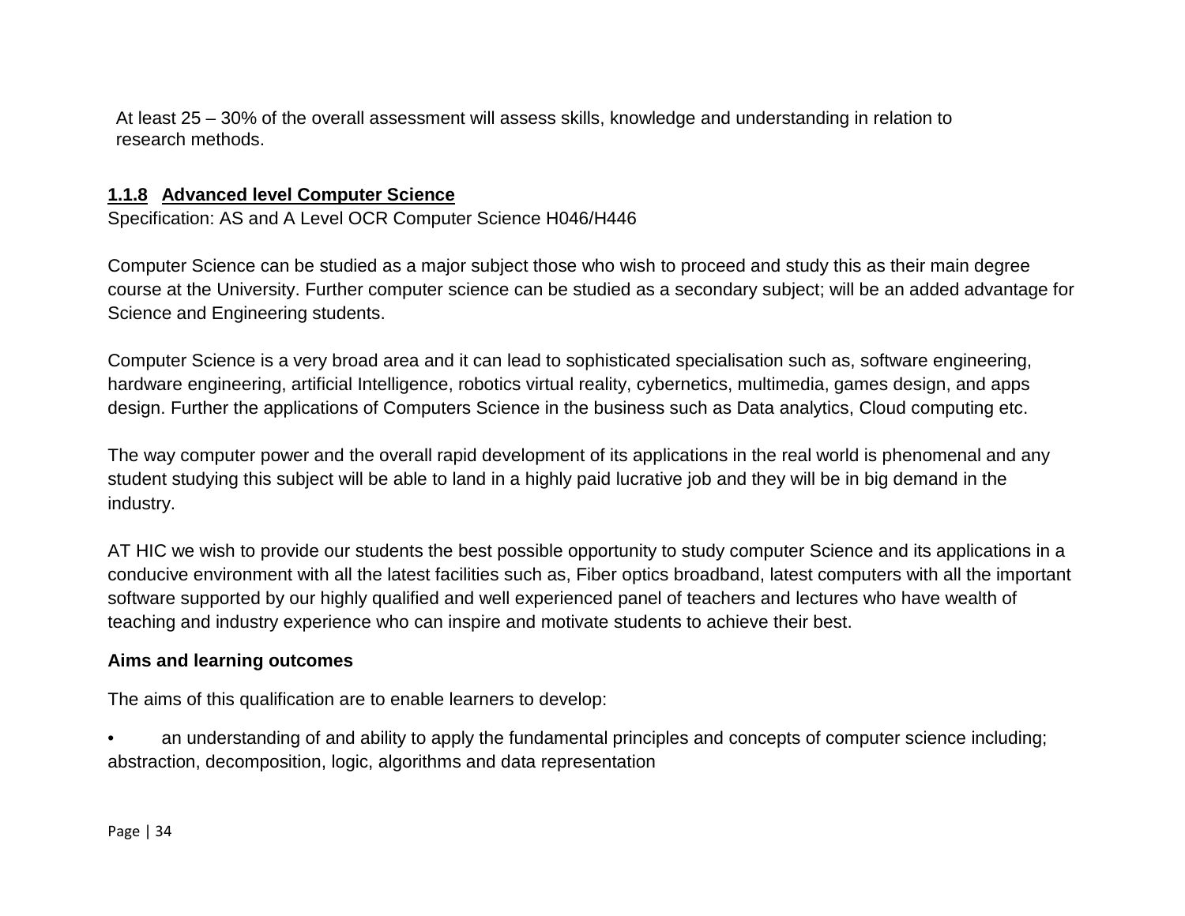At least 25 – 30% of the overall assessment will assess skills, knowledge and understanding in relation to research methods.

### 1.1.8 Advanced level Computer Science

Specification: AS and A Level OCR Computer Science H046/H446

Computer Science can be studied as a major subject those who wish to proceed and study this as their main degree course at the University. Further computer science can be studied as a secondary subject; will be an added advantage for Science and Engineering students.

Computer Science is a very broad area and it can lead to sophisticated specialisation such as, software engineering, hardware engineering, artificial Intelligence, robotics virtual reality, cybernetics, multimedia, games design, and apps design. Further the applications of Computers Science in the business such as Data analytics, Cloud computing etc.

The way computer power and the overall rapid development of its applications in the real world is phenomenal and any student studying this subject will be able to land in a highly paid lucrative job and they will be in big demand in the industry.

AT HIC we wish to provide our students the best possible opportunity to study computer Science and its applications in a conducive environment with all the latest facilities such as, Fiber optics broadband, latest computers with all the important software supported by our highly qualified and well experienced panel of teachers and lectures who have wealth of teaching and industry experience who can inspire and motivate students to achieve their best.

**Aims and learning outcomes**

The aims of this qualification are to enable learners to develop:

- an understanding of and ability to apply the fundamental principles and concepts of computer science including; abstraction, decomposition, logic, algorithms and data representation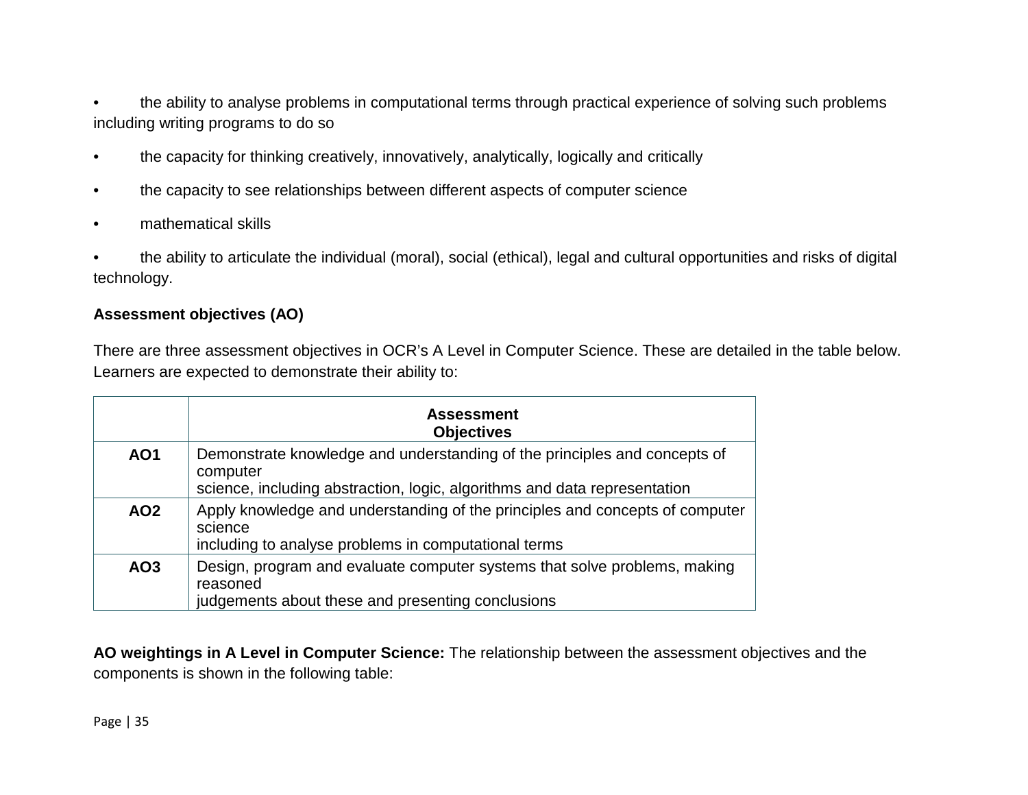- the ability to analyse problems in computational terms through practical experience of solving such problems including writing programs to do so
- the capacity for thinking creatively, innovatively, analytically, logically and critically
- the capacity to see relationships between different aspects of computer science
- mathematical skills
- the ability to articulate the individual (moral), social (ethical), legal and cultural opportunities and risks of digital technology.

**Assessment objectives (AO)**

There are three assessment objectives in OCR's A Level in Computer Science. These are detailed in the table below. Learners are expected to demonstrate their ability to:

| | **Assessment Objectives** |
|---|---|
| **AO1** | Demonstrate knowledge and understanding of the principles and concepts of computer science, including abstraction, logic, algorithms and data representation |
| **AO2** | Apply knowledge and understanding of the principles and concepts of computer science including to analyse problems in computational terms |
| **AO3** | Design, program and evaluate computer systems that solve problems, making reasoned judgements about these and presenting conclusions |

**AO weightings in A Level in Computer Science:** The relationship between the assessment objectives and the components is shown in the following table: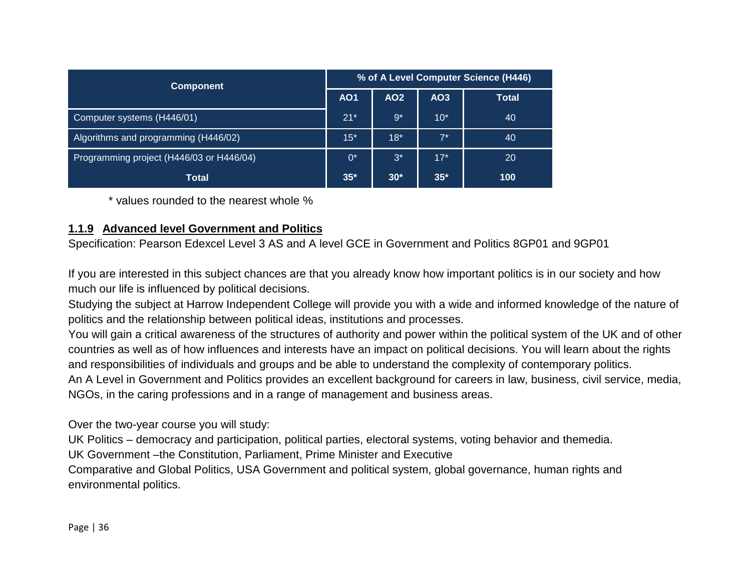| Component | % of A Level Computer Science (H446) | | | |
|---|---|---|---|---|
| | AO1 | AO2 | AO3 | Total |
| Computer systems (H446/01) | 21* | 9* | 10* | 40 |
| Algorithms and programming (H446/02) | 15* | 18* | 7* | 40 |
| Programming project (H446/03 or H446/04) | 0* | 3* | 17* | 20 |
| **Total** | **35*** | **30*** | **35*** | **100** |

* values rounded to the nearest whole %

### 1.1.9 Advanced level Government and Politics

Specification: Pearson Edexcel Level 3 AS and A level GCE in Government and Politics 8GP01 and 9GP01

If you are interested in this subject chances are that you already know how important politics is in our society and how much our life is influenced by political decisions.

Studying the subject at Harrow Independent College will provide you with a wide and informed knowledge of the nature of politics and the relationship between political ideas, institutions and processes.

You will gain a critical awareness of the structures of authority and power within the political system of the UK and of other countries as well as of how influences and interests have an impact on political decisions. You will learn about the rights and responsibilities of individuals and groups and be able to understand the complexity of contemporary politics.

An A Level in Government and Politics provides an excellent background for careers in law, business, civil service, media, NGOs, in the caring professions and in a range of management and business areas.

Over the two-year course you will study:

UK Politics – democracy and participation, political parties, electoral systems, voting behavior and themedia.

UK Government –the Constitution, Parliament, Prime Minister and Executive

Comparative and Global Politics, USA Government and political system, global governance, human rights and environmental politics.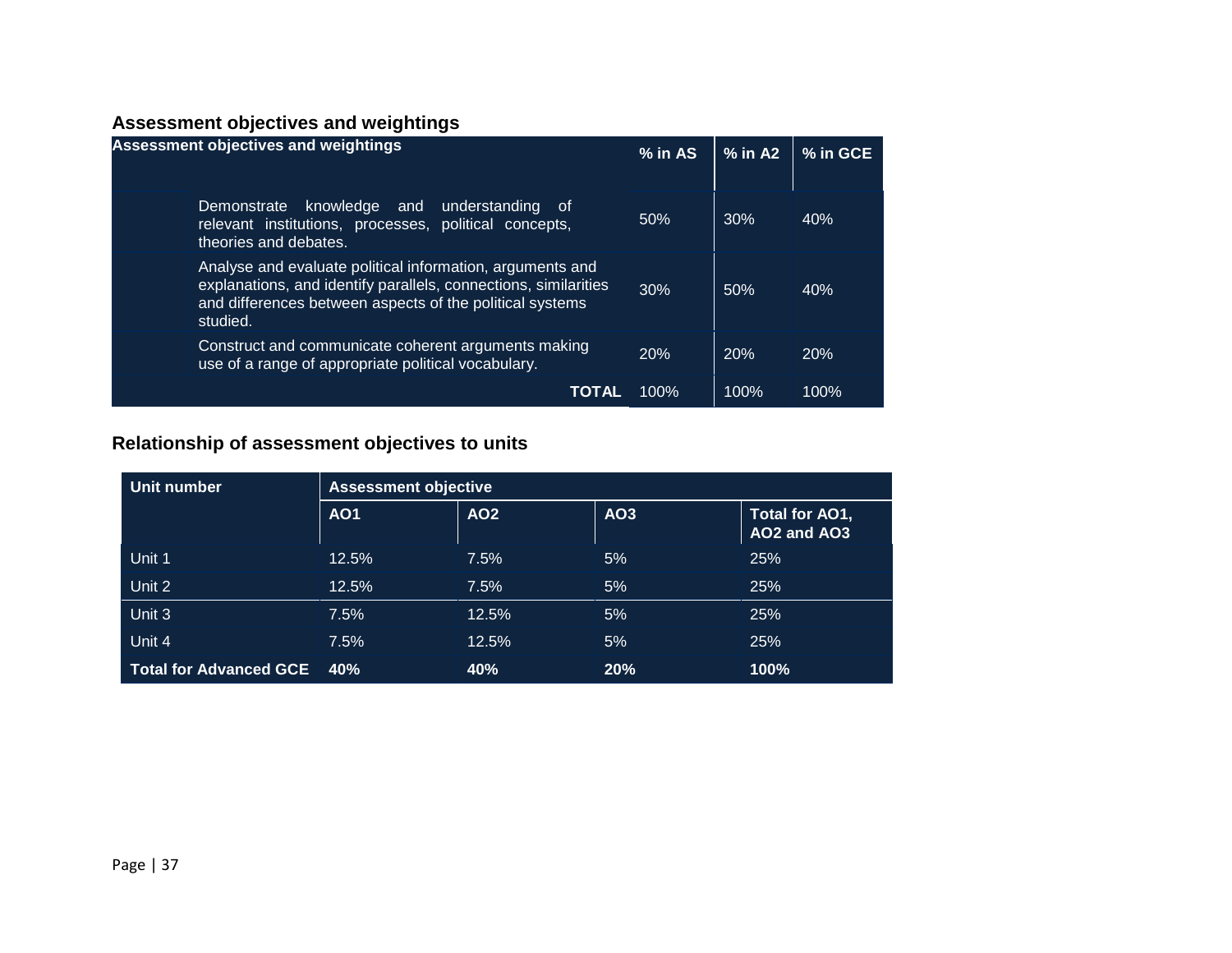## Assessment objectives and weightings

| Assessment objectives and weightings | | % in AS | % in A2 | % in GCE |
|---|---|---|---|---|
| | Demonstrate knowledge and understanding of relevant institutions, processes, political concepts, theories and debates. | 50% | 30% | 40% |
| | Analyse and evaluate political information, arguments and explanations, and identify parallels, connections, similarities and differences between aspects of the political systems studied. | 30% | 50% | 40% |
| | Construct and communicate coherent arguments making use of a range of appropriate political vocabulary. | 20% | 20% | 20% |
| | **TOTAL** | 100% | 100% | 100% |

## Relationship of assessment objectives to units

| Unit number | Assessment objective | | | |
|---|---|---|---|---|
| | **AO1** | **AO2** | **AO3** | **Total for AO1, AO2 and AO3** |
| Unit 1 | 12.5% | 7.5% | 5% | 25% |
| Unit 2 | 12.5% | 7.5% | 5% | 25% |
| Unit 3 | 7.5% | 12.5% | 5% | 25% |
| Unit 4 | 7.5% | 12.5% | 5% | 25% |
| **Total for Advanced GCE** | **40%** | **40%** | **20%** | **100%** |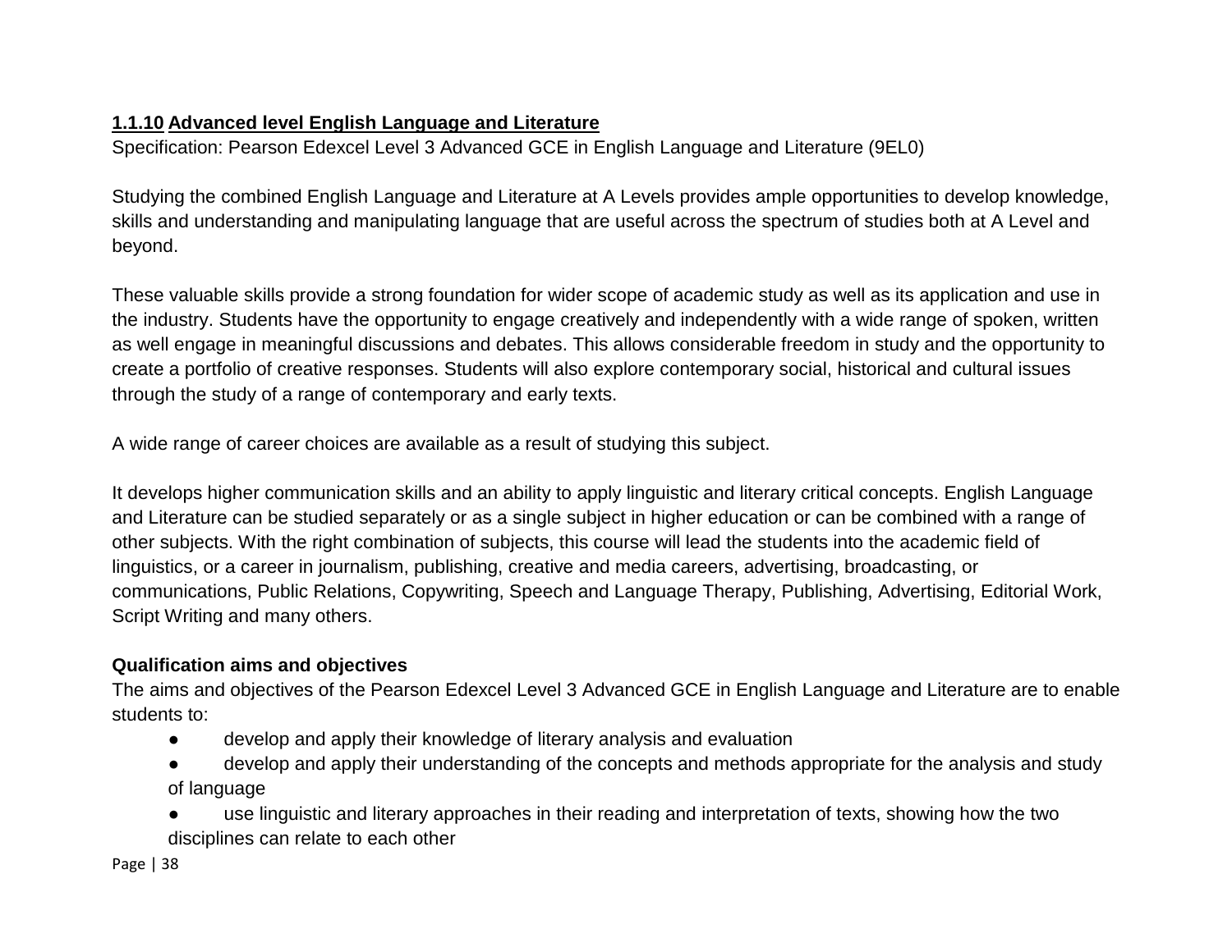### **1.1.10 Advanced level English Language and Literature**

Specification: Pearson Edexcel Level 3 Advanced GCE in English Language and Literature (9EL0)

Studying the combined English Language and Literature at A Levels provides ample opportunities to develop knowledge, skills and understanding and manipulating language that are useful across the spectrum of studies both at A Level and beyond.

These valuable skills provide a strong foundation for wider scope of academic study as well as its application and use in the industry. Students have the opportunity to engage creatively and independently with a wide range of spoken, written as well engage in meaningful discussions and debates. This allows considerable freedom in study and the opportunity to create a portfolio of creative responses. Students will also explore contemporary social, historical and cultural issues through the study of a range of contemporary and early texts.

A wide range of career choices are available as a result of studying this subject.

It develops higher communication skills and an ability to apply linguistic and literary critical concepts. English Language and Literature can be studied separately or as a single subject in higher education or can be combined with a range of other subjects. With the right combination of subjects, this course will lead the students into the academic field of linguistics, or a career in journalism, publishing, creative and media careers, advertising, broadcasting, or communications, Public Relations, Copywriting, Speech and Language Therapy, Publishing, Advertising, Editorial Work, Script Writing and many others.

**Qualification aims and objectives**

The aims and objectives of the Pearson Edexcel Level 3 Advanced GCE in English Language and Literature are to enable students to:

- develop and apply their knowledge of literary analysis and evaluation
- develop and apply their understanding of the concepts and methods appropriate for the analysis and study of language
- use linguistic and literary approaches in their reading and interpretation of texts, showing how the two disciplines can relate to each other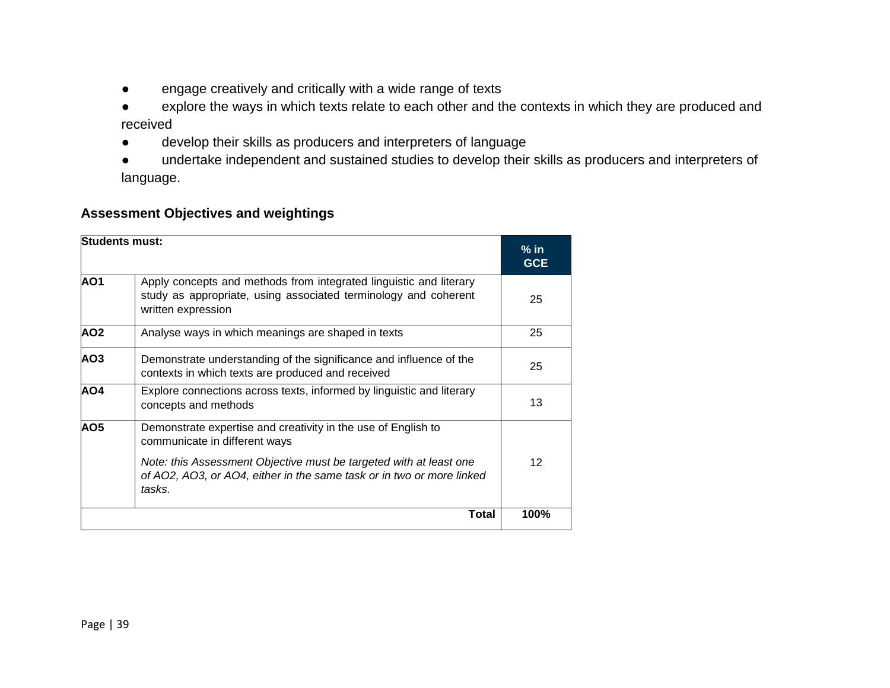- engage creatively and critically with a wide range of texts
- explore the ways in which texts relate to each other and the contexts in which they are produced and received
- develop their skills as producers and interpreters of language
- undertake independent and sustained studies to develop their skills as producers and interpreters of language.

### Assessment Objectives and weightings

| **Students must:** | | **% in GCE** |
|---|---|---|
| **AO1** | Apply concepts and methods from integrated linguistic and literary study as appropriate, using associated terminology and coherent written expression | 25 |
| **AO2** | Analyse ways in which meanings are shaped in texts | 25 |
| **AO3** | Demonstrate understanding of the significance and influence of the contexts in which texts are produced and received | 25 |
| **AO4** | Explore connections across texts, informed by linguistic and literary concepts and methods | 13 |
| **AO5** | Demonstrate expertise and creativity in the use of English to communicate in different ways<br><br>*Note: this Assessment Objective must be targeted with at least one of AO2, AO3, or AO4, either in the same task or in two or more linked tasks.* | 12 |
| | **Total** | **100%** |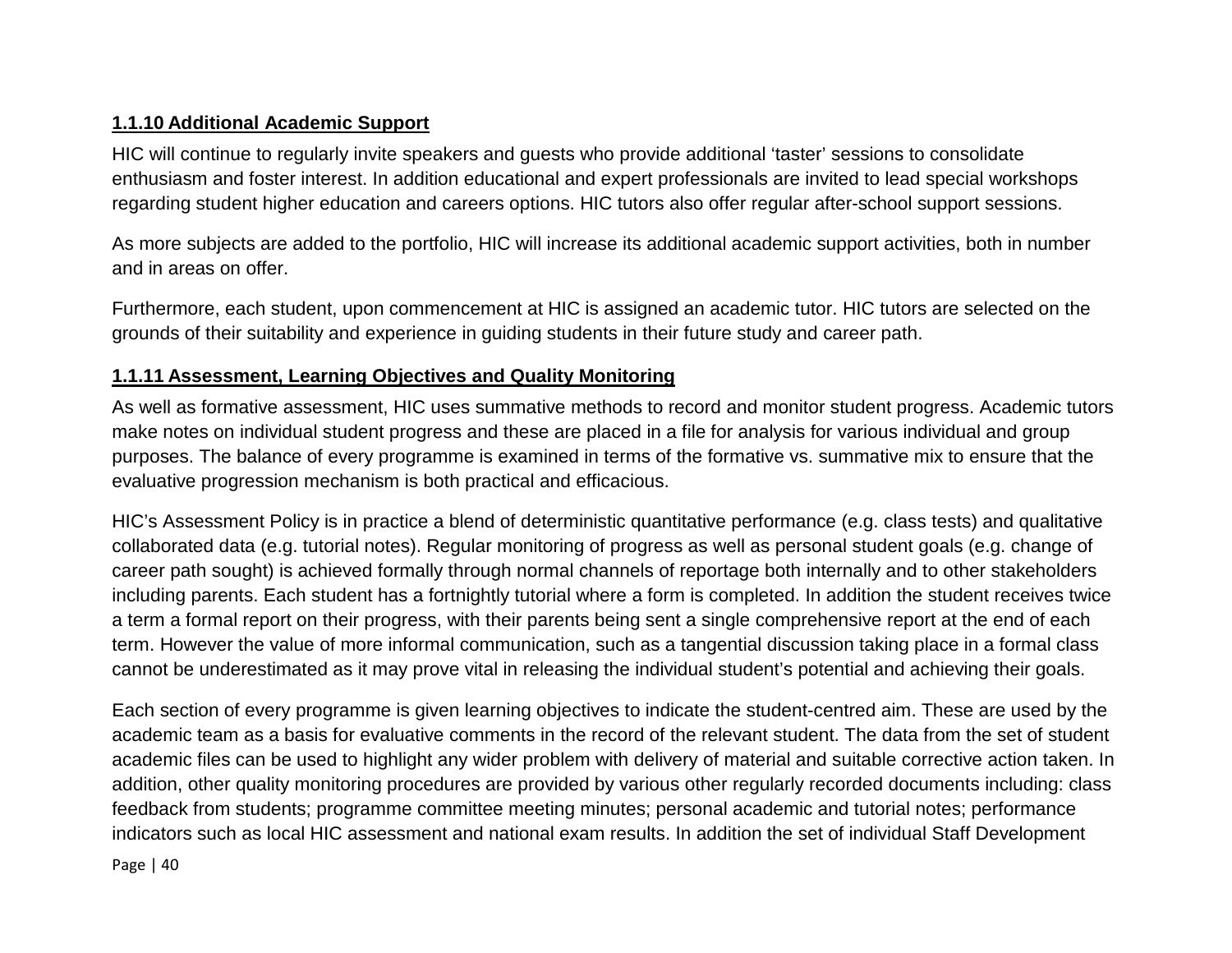### 1.1.10 Additional Academic Support

HIC will continue to regularly invite speakers and guests who provide additional 'taster' sessions to consolidate enthusiasm and foster interest. In addition educational and expert professionals are invited to lead special workshops regarding student higher education and careers options. HIC tutors also offer regular after-school support sessions.

As more subjects are added to the portfolio, HIC will increase its additional academic support activities, both in number and in areas on offer.

Furthermore, each student, upon commencement at HIC is assigned an academic tutor. HIC tutors are selected on the grounds of their suitability and experience in guiding students in their future study and career path.

### 1.1.11 Assessment, Learning Objectives and Quality Monitoring

As well as formative assessment, HIC uses summative methods to record and monitor student progress. Academic tutors make notes on individual student progress and these are placed in a file for analysis for various individual and group purposes. The balance of every programme is examined in terms of the formative vs. summative mix to ensure that the evaluative progression mechanism is both practical and efficacious.

HIC's Assessment Policy is in practice a blend of deterministic quantitative performance (e.g. class tests) and qualitative collaborated data (e.g. tutorial notes). Regular monitoring of progress as well as personal student goals (e.g. change of career path sought) is achieved formally through normal channels of reportage both internally and to other stakeholders including parents. Each student has a fortnightly tutorial where a form is completed. In addition the student receives twice a term a formal report on their progress, with their parents being sent a single comprehensive report at the end of each term. However the value of more informal communication, such as a tangential discussion taking place in a formal class cannot be underestimated as it may prove vital in releasing the individual student's potential and achieving their goals.

Each section of every programme is given learning objectives to indicate the student-centred aim. These are used by the academic team as a basis for evaluative comments in the record of the relevant student. The data from the set of student academic files can be used to highlight any wider problem with delivery of material and suitable corrective action taken. In addition, other quality monitoring procedures are provided by various other regularly recorded documents including: class feedback from students; programme committee meeting minutes; personal academic and tutorial notes; performance indicators such as local HIC assessment and national exam results. In addition the set of individual Staff Development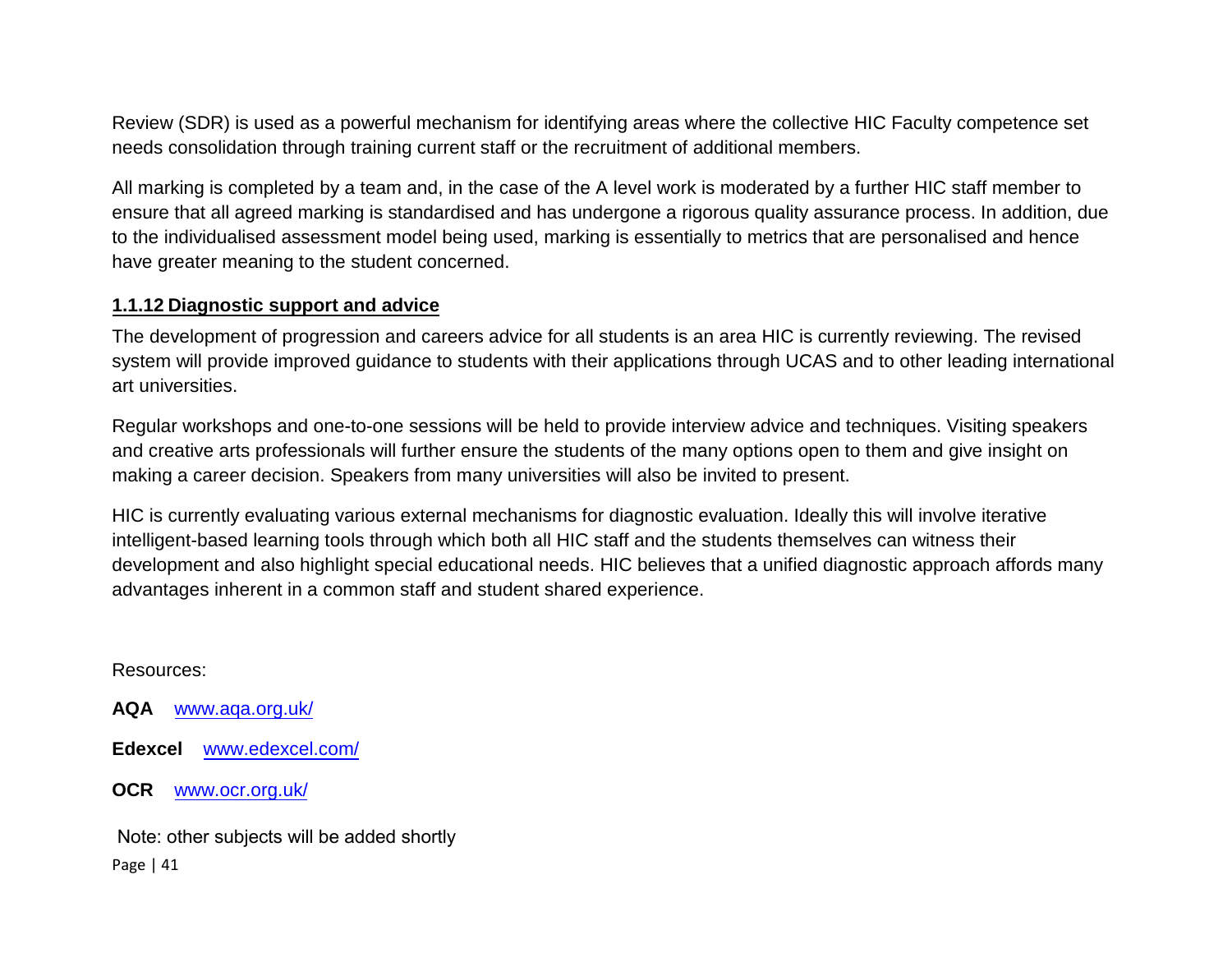Review (SDR) is used as a powerful mechanism for identifying areas where the collective HIC Faculty competence set needs consolidation through training current staff or the recruitment of additional members.

All marking is completed by a team and, in the case of the A level work is moderated by a further HIC staff member to ensure that all agreed marking is standardised and has undergone a rigorous quality assurance process. In addition, due to the individualised assessment model being used, marking is essentially to metrics that are personalised and hence have greater meaning to the student concerned.

### 1.1.12 Diagnostic support and advice

The development of progression and careers advice for all students is an area HIC is currently reviewing. The revised system will provide improved guidance to students with their applications through UCAS and to other leading international art universities.

Regular workshops and one-to-one sessions will be held to provide interview advice and techniques. Visiting speakers and creative arts professionals will further ensure the students of the many options open to them and give insight on making a career decision. Speakers from many universities will also be invited to present.

HIC is currently evaluating various external mechanisms for diagnostic evaluation. Ideally this will involve iterative intelligent-based learning tools through which both all HIC staff and the students themselves can witness their development and also highlight special educational needs. HIC believes that a unified diagnostic approach affords many advantages inherent in a common staff and student shared experience.

Resources:

**AQA** [www.aqa.org.uk/](http://www.aqa.org.uk/)

**Edexcel** [www.edexcel.com/](http://www.edexcel.com/)

**OCR** [www.ocr.org.uk/](http://www.ocr.org.uk/)

Note: other subjects will be added shortly